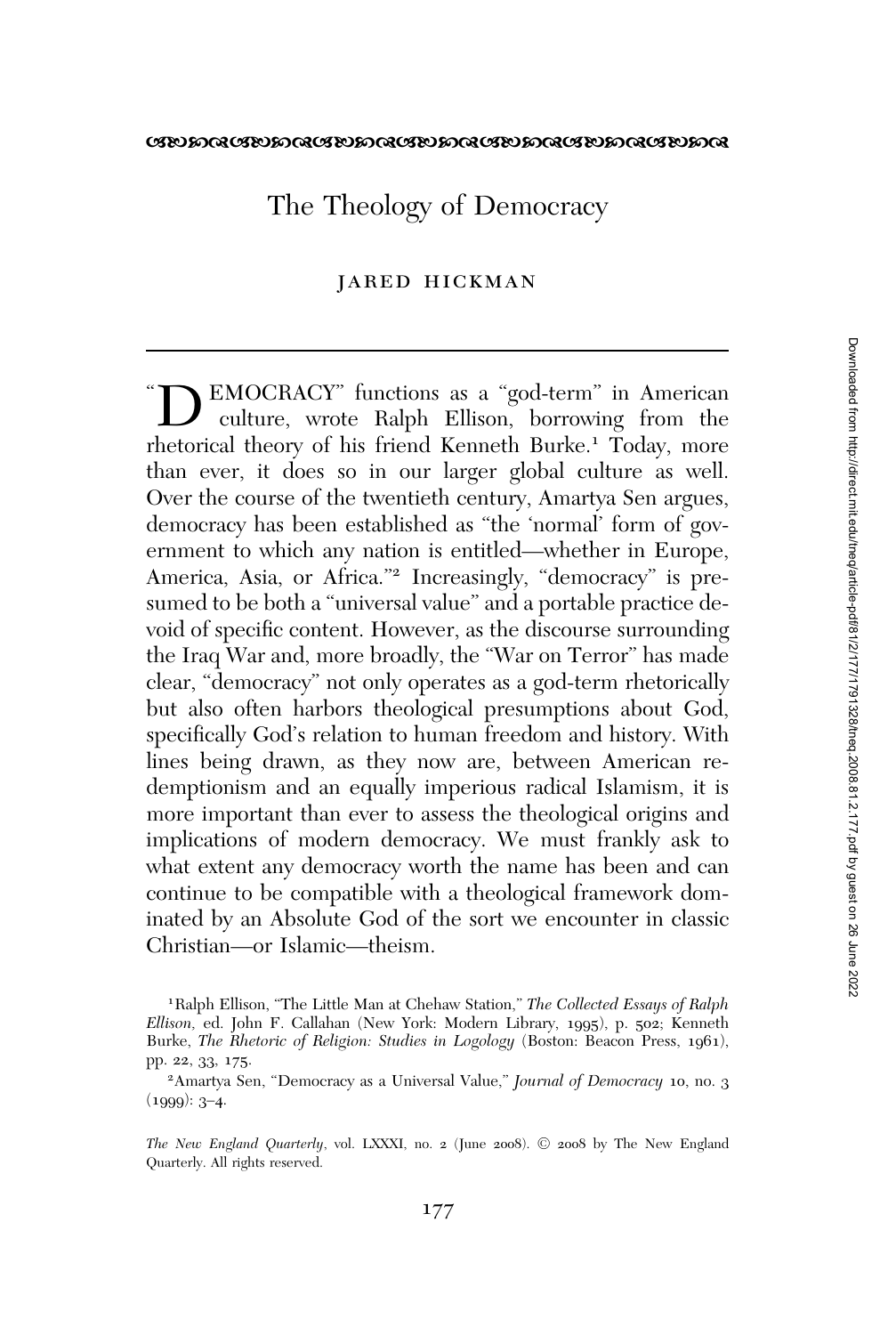# The Theology of Democracy

JARED HICKMAN

"DEMOCRACY" functions as a "god-term" in American culture, wrote Ralph Ellison, borrowing from the rhetorical theory of his friend Kenneth Burke.[1] Today, more than ever, it does so in our larger global culture as well. Over the course of the twentieth century, Amartya Sen argues, democracy has been established as "the 'normal' form of government to which any nation is entitled—whether in Europe, America, Asia, or Africa."[2] Increasingly, "democracy" is presumed to be both a "universal value" and a portable practice devoid of specific content. However, as the discourse surrounding the Iraq War and, more broadly, the "War on Terror" has made clear, "democracy" not only operates as a god-term rhetorically but also often harbors theological presumptions about God, specifically God's relation to human freedom and history. With lines being drawn, as they now are, between American redemptionism and an equally imperious radical Islamism, it is more important than ever to assess the theological origins and implications of modern democracy. We must frankly ask to what extent any democracy worth the name has been and can continue to be compatible with a theological framework dominated by an Absolute God of the sort we encounter in classic Christian—or Islamic—theism.

[1] Ralph Ellison, "The Little Man at Chehaw Station," *The Collected Essays of Ralph Ellison*, ed. John F. Callahan (New York: Modern Library, 1995), p. 502; Kenneth Burke, *The Rhetoric of Religion: Studies in Logology* (Boston: Beacon Press, 1961), pp. 22, 33, 175.

[2] Amartya Sen, "Democracy as a Universal Value," *Journal of Democracy* 10, no. 3 (1999): 3–4.

*The New England Quarterly*, vol. LXXXI, no. 2 (June 2008). © 2008 by The New England Quarterly. All rights reserved.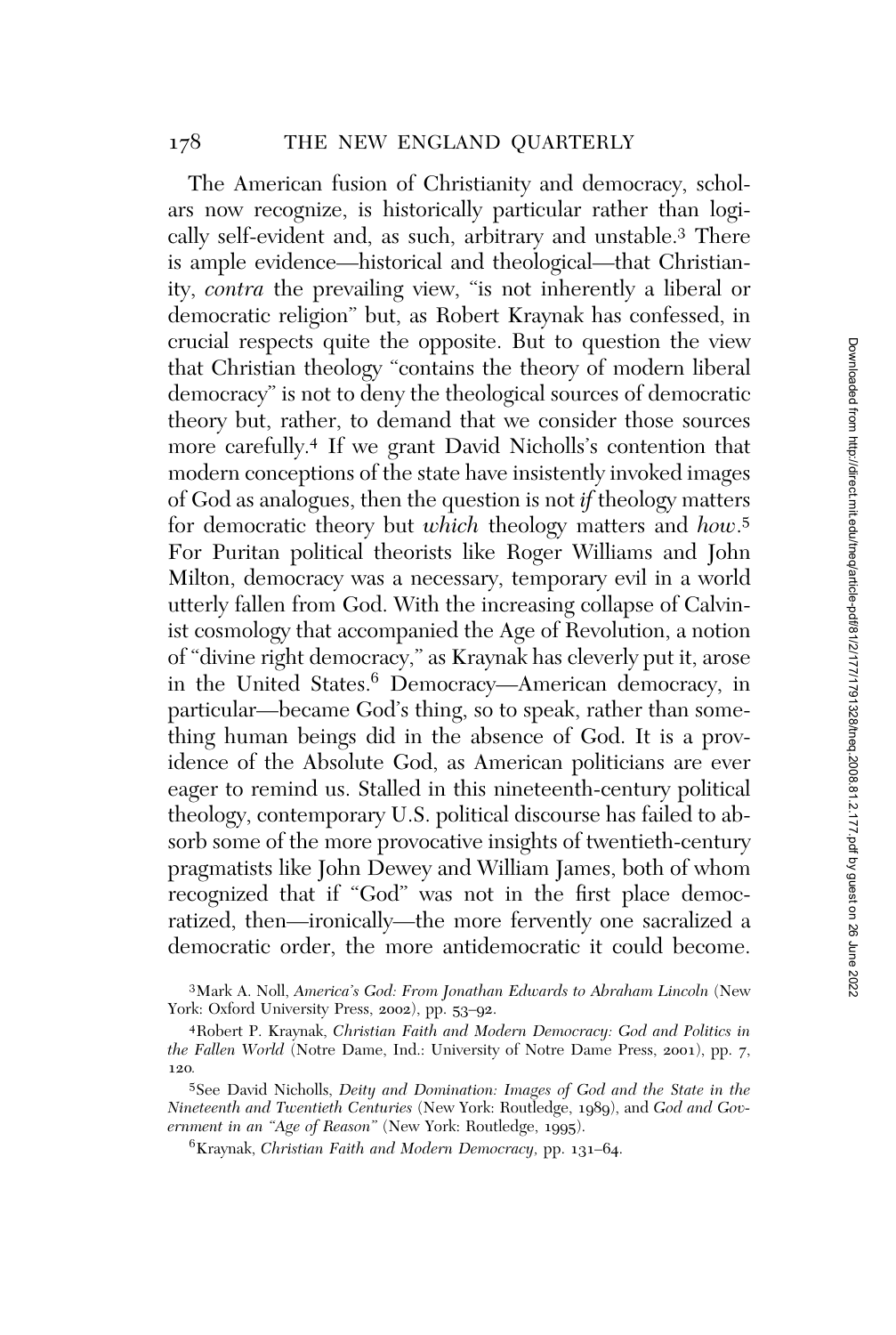The American fusion of Christianity and democracy, scholars now recognize, is historically particular rather than logically self-evident and, as such, arbitrary and unstable.[3] There is ample evidence—historical and theological—that Christianity, *contra* the prevailing view, "is not inherently a liberal or democratic religion" but, as Robert Kraynak has confessed, in crucial respects quite the opposite. But to question the view that Christian theology "contains the theory of modern liberal democracy" is not to deny the theological sources of democratic theory but, rather, to demand that we consider those sources more carefully.[4] If we grant David Nicholls's contention that modern conceptions of the state have insistently invoked images of God as analogues, then the question is not *if* theology matters for democratic theory but *which* theology matters and *how*.[5] For Puritan political theorists like Roger Williams and John Milton, democracy was a necessary, temporary evil in a world utterly fallen from God. With the increasing collapse of Calvinist cosmology that accompanied the Age of Revolution, a notion of "divine right democracy," as Kraynak has cleverly put it, arose in the United States.[6] Democracy—American democracy, in particular—became God's thing, so to speak, rather than something human beings did in the absence of God. It is a providence of the Absolute God, as American politicians are ever eager to remind us. Stalled in this nineteenth-century political theology, contemporary U.S. political discourse has failed to absorb some of the more provocative insights of twentieth-century pragmatists like John Dewey and William James, both of whom recognized that if "God" was not in the first place democratized, then—ironically—the more fervently one sacralized a democratic order, the more antidemocratic it could become.

[3] Mark A. Noll, *America's God: From Jonathan Edwards to Abraham Lincoln* (New York: Oxford University Press, 2002), pp. 53–92.

[4] Robert P. Kraynak, *Christian Faith and Modern Democracy: God and Politics in the Fallen World* (Notre Dame, Ind.: University of Notre Dame Press, 2001), pp. 7, 120.

[5] See David Nicholls, *Deity and Domination: Images of God and the State in the Nineteenth and Twentieth Centuries* (New York: Routledge, 1989), and *God and Government in an "Age of Reason"* (New York: Routledge, 1995).

[6] Kraynak, *Christian Faith and Modern Democracy*, pp. 131–64.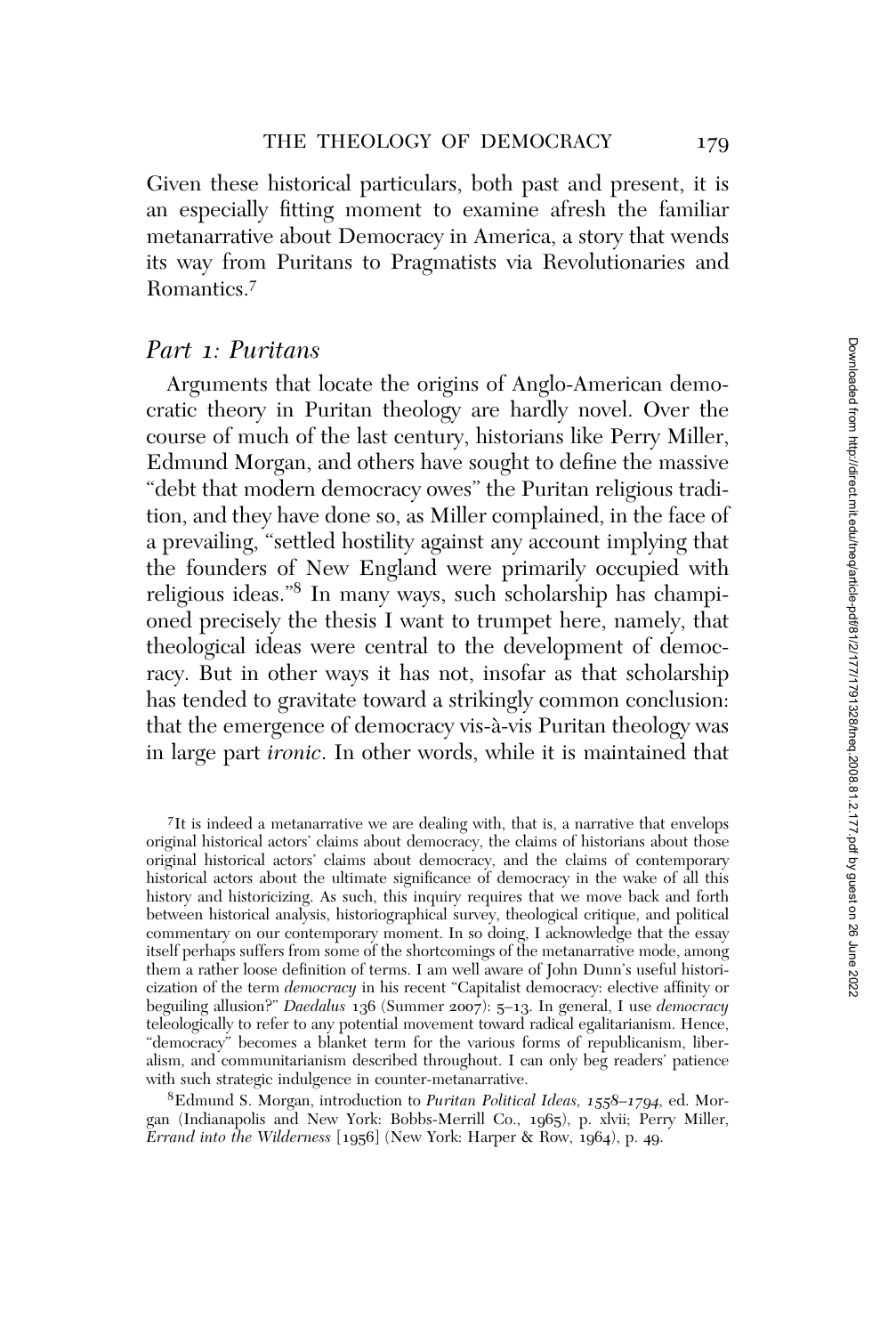Given these historical particulars, both past and present, it is an especially fitting moment to examine afresh the familiar metanarrative about Democracy in America, a story that wends its way from Puritans to Pragmatists via Revolutionaries and Romantics.[7]

## *Part 1: Puritans*

Arguments that locate the origins of Anglo-American democratic theory in Puritan theology are hardly novel. Over the course of much of the last century, historians like Perry Miller, Edmund Morgan, and others have sought to define the massive "debt that modern democracy owes" the Puritan religious tradition, and they have done so, as Miller complained, in the face of a prevailing, "settled hostility against any account implying that the founders of New England were primarily occupied with religious ideas."[8] In many ways, such scholarship has championed precisely the thesis I want to trumpet here, namely, that theological ideas were central to the development of democracy. But in other ways it has not, insofar as that scholarship has tended to gravitate toward a strikingly common conclusion: that the emergence of democracy vis-à-vis Puritan theology was in large part *ironic*. In other words, while it is maintained that

[7]It is indeed a metanarrative we are dealing with, that is, a narrative that envelops original historical actors' claims about democracy, the claims of historians about those original historical actors' claims about democracy, and the claims of contemporary historical actors about the ultimate significance of democracy in the wake of all this history and historicizing. As such, this inquiry requires that we move back and forth between historical analysis, historiographical survey, theological critique, and political commentary on our contemporary moment. In so doing, I acknowledge that the essay itself perhaps suffers from some of the shortcomings of the metanarrative mode, among them a rather loose definition of terms. I am well aware of John Dunn's useful historicization of the term *democracy* in his recent "Capitalist democracy: elective affinity or beguiling allusion?" *Daedalus* 136 (Summer 2007): 5–13. In general, I use *democracy* teleologically to refer to any potential movement toward radical egalitarianism. Hence, "democracy" becomes a blanket term for the various forms of republicanism, liberalism, and communitarianism described throughout. I can only beg readers' patience with such strategic indulgence in counter-metanarrative.

[8]Edmund S. Morgan, introduction to *Puritan Political Ideas, 1558–1794*, ed. Morgan (Indianapolis and New York: Bobbs-Merrill Co., 1965), p. xlvii; Perry Miller, *Errand into the Wilderness* [1956] (New York: Harper & Row, 1964), p. 49.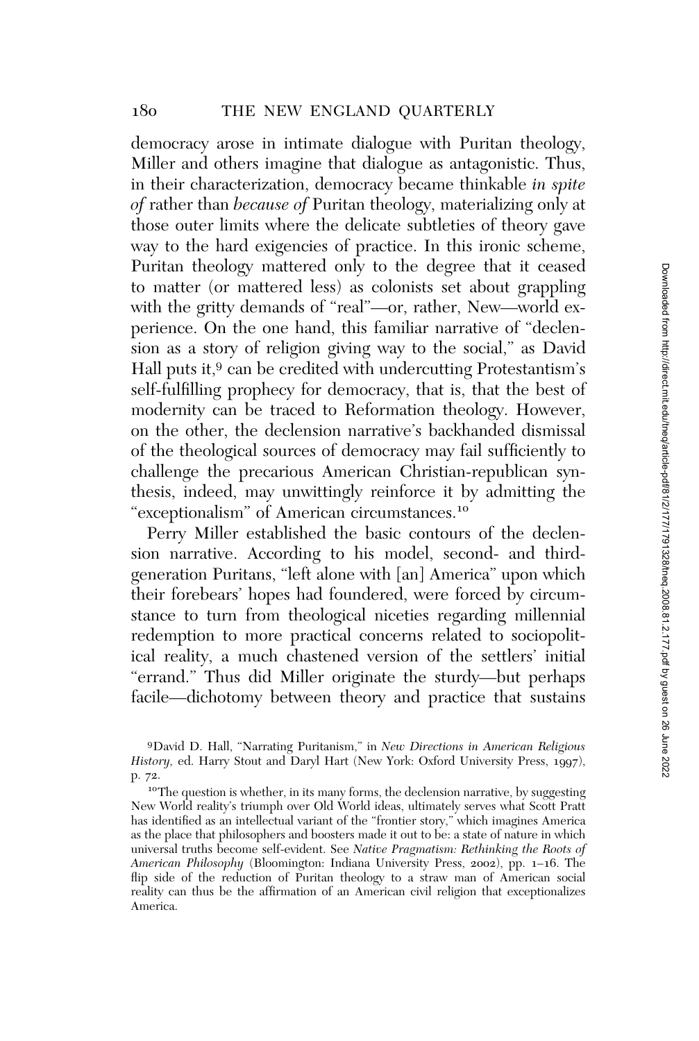democracy arose in intimate dialogue with Puritan theology, Miller and others imagine that dialogue as antagonistic. Thus, in their characterization, democracy became thinkable *in spite of* rather than *because of* Puritan theology, materializing only at those outer limits where the delicate subtleties of theory gave way to the hard exigencies of practice. In this ironic scheme, Puritan theology mattered only to the degree that it ceased to matter (or mattered less) as colonists set about grappling with the gritty demands of "real"—or, rather, New—world experience. On the one hand, this familiar narrative of "declension as a story of religion giving way to the social," as David Hall puts it,[9] can be credited with undercutting Protestantism's self-fulfilling prophecy for democracy, that is, that the best of modernity can be traced to Reformation theology. However, on the other, the declension narrative's backhanded dismissal of the theological sources of democracy may fail sufficiently to challenge the precarious American Christian-republican synthesis, indeed, may unwittingly reinforce it by admitting the "exceptionalism" of American circumstances.[10]

Perry Miller established the basic contours of the declension narrative. According to his model, second- and third-generation Puritans, "left alone with [an] America" upon which their forebears' hopes had foundered, were forced by circumstance to turn from theological niceties regarding millennial redemption to more practical concerns related to sociopolitical reality, a much chastened version of the settlers' initial "errand." Thus did Miller originate the sturdy—but perhaps facile—dichotomy between theory and practice that sustains

[9] David D. Hall, "Narrating Puritanism," in *New Directions in American Religious History*, ed. Harry Stout and Daryl Hart (New York: Oxford University Press, 1997), p. 72.

[10] The question is whether, in its many forms, the declension narrative, by suggesting New World reality's triumph over Old World ideas, ultimately serves what Scott Pratt has identified as an intellectual variant of the "frontier story," which imagines America as the place that philosophers and boosters made it out to be: a state of nature in which universal truths become self-evident. See *Native Pragmatism: Rethinking the Roots of American Philosophy* (Bloomington: Indiana University Press, 2002), pp. 1–16. The flip side of the reduction of Puritan theology to a straw man of American social reality can thus be the affirmation of an American civil religion that exceptionalizes America.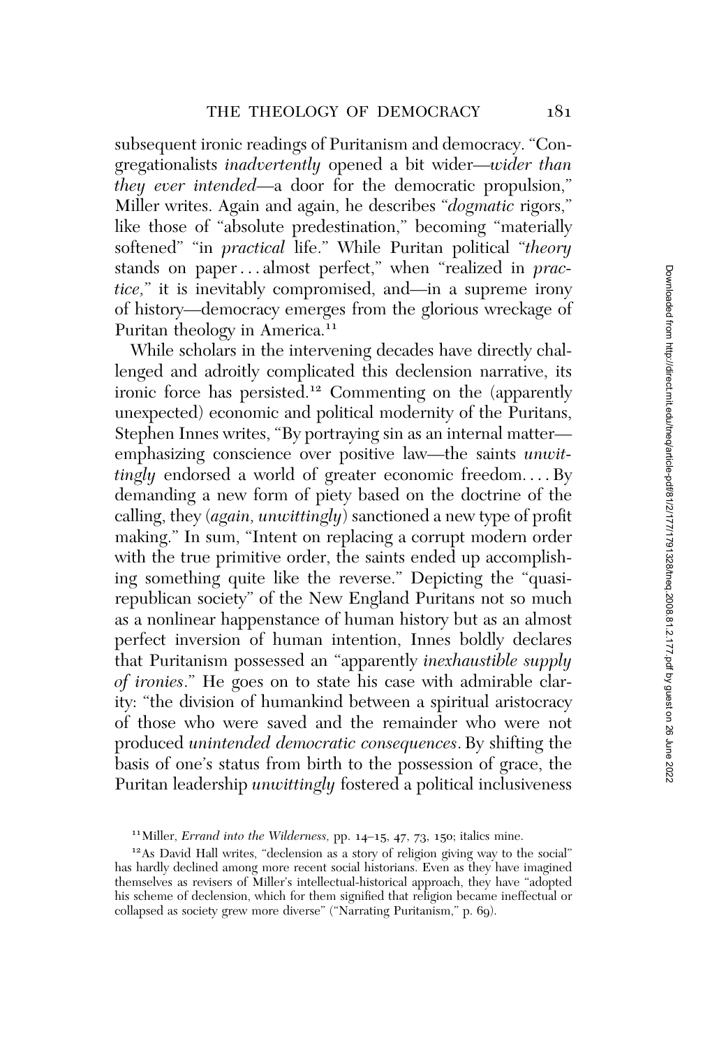subsequent ironic readings of Puritanism and democracy. "Congregationalists *inadvertently* opened a bit wider—*wider than they ever intended*—a door for the democratic propulsion," Miller writes. Again and again, he describes "*dogmatic* rigors," like those of "absolute predestination," becoming "materially softened" "in *practical* life." While Puritan political "*theory* stands on paper . . . almost perfect," when "realized in *practice*," it is inevitably compromised, and—in a supreme irony of history—democracy emerges from the glorious wreckage of Puritan theology in America.[11]

While scholars in the intervening decades have directly challenged and adroitly complicated this declension narrative, its ironic force has persisted.[12] Commenting on the (apparently unexpected) economic and political modernity of the Puritans, Stephen Innes writes, "By portraying sin as an internal matter—emphasizing conscience over positive law—the saints *unwittingly* endorsed a world of greater economic freedom. . . . By demanding a new form of piety based on the doctrine of the calling, they (*again, unwittingly*) sanctioned a new type of profit making." In sum, "Intent on replacing a corrupt modern order with the true primitive order, the saints ended up accomplishing something quite like the reverse." Depicting the "quasi-republican society" of the New England Puritans not so much as a nonlinear happenstance of human history but as an almost perfect inversion of human intention, Innes boldly declares that Puritanism possessed an "apparently *inexhaustible supply of ironies*." He goes on to state his case with admirable clarity: "the division of humankind between a spiritual aristocracy of those who were saved and the remainder who were not produced *unintended democratic consequences*. By shifting the basis of one's status from birth to the possession of grace, the Puritan leadership *unwittingly* fostered a political inclusiveness

[11] Miller, *Errand into the Wilderness,* pp. 14–15, 47, 73, 150; italics mine.

[12] As David Hall writes, "declension as a story of religion giving way to the social" has hardly declined among more recent social historians. Even as they have imagined themselves as revisers of Miller's intellectual-historical approach, they have "adopted his scheme of declension, which for them signified that religion became ineffectual or collapsed as society grew more diverse" ("Narrating Puritanism," p. 69).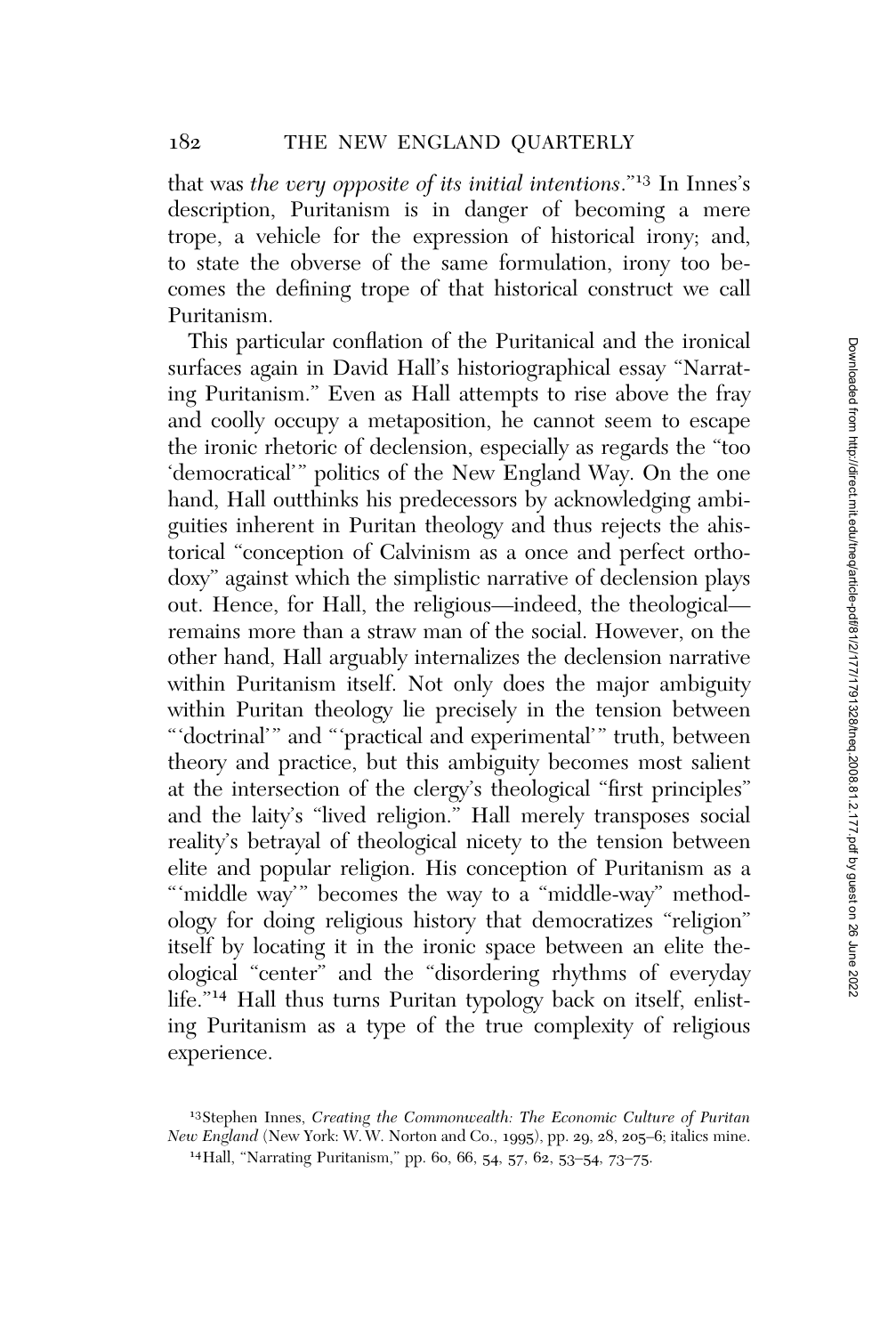that was *the very opposite of its initial intentions*."[13] In Innes's description, Puritanism is in danger of becoming a mere trope, a vehicle for the expression of historical irony; and, to state the obverse of the same formulation, irony too becomes the defining trope of that historical construct we call Puritanism.

This particular conflation of the Puritanical and the ironical surfaces again in David Hall's historiographical essay "Narrating Puritanism." Even as Hall attempts to rise above the fray and coolly occupy a metaposition, he cannot seem to escape the ironic rhetoric of declension, especially as regards the "too 'democratical'" politics of the New England Way. On the one hand, Hall outthinks his predecessors by acknowledging ambiguities inherent in Puritan theology and thus rejects the ahistorical "conception of Calvinism as a once and perfect orthodoxy" against which the simplistic narrative of declension plays out. Hence, for Hall, the religious—indeed, the theological—remains more than a straw man of the social. However, on the other hand, Hall arguably internalizes the declension narrative within Puritanism itself. Not only does the major ambiguity within Puritan theology lie precisely in the tension between "'doctrinal'" and "'practical and experimental'" truth, between theory and practice, but this ambiguity becomes most salient at the intersection of the clergy's theological "first principles" and the laity's "lived religion." Hall merely transposes social reality's betrayal of theological nicety to the tension between elite and popular religion. His conception of Puritanism as a "'middle way'" becomes the way to a "middle-way" methodology for doing religious history that democratizes "religion" itself by locating it in the ironic space between an elite theological "center" and the "disordering rhythms of everyday life."[14] Hall thus turns Puritan typology back on itself, enlisting Puritanism as a type of the true complexity of religious experience.

[13] Stephen Innes, *Creating the Commonwealth: The Economic Culture of Puritan New England* (New York: W. W. Norton and Co., 1995), pp. 29, 28, 205–6; italics mine.

[14] Hall, "Narrating Puritanism," pp. 60, 66, 54, 57, 62, 53–54, 73–75.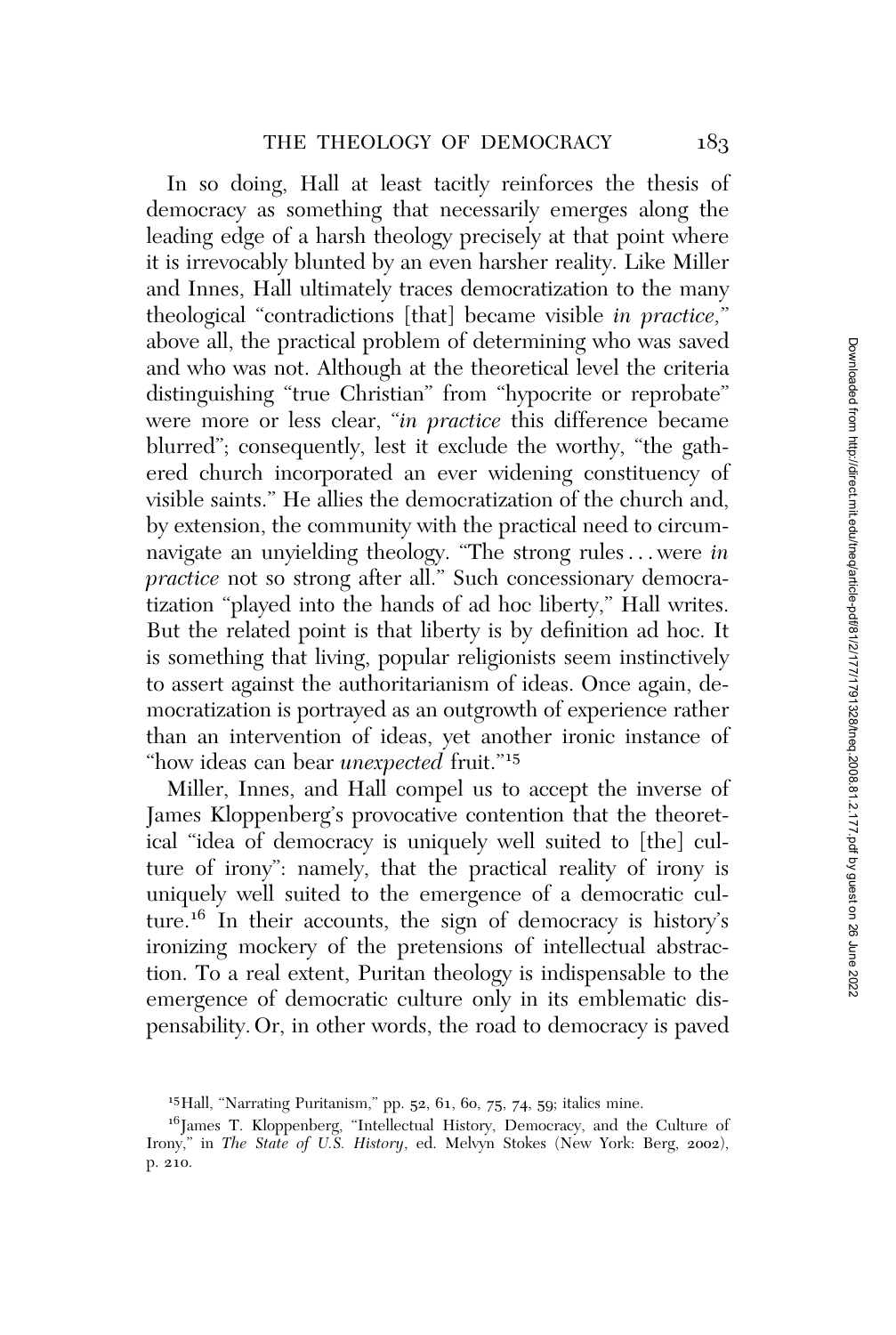In so doing, Hall at least tacitly reinforces the thesis of democracy as something that necessarily emerges along the leading edge of a harsh theology precisely at that point where it is irrevocably blunted by an even harsher reality. Like Miller and Innes, Hall ultimately traces democratization to the many theological "contradictions [that] became visible *in practice*," above all, the practical problem of determining who was saved and who was not. Although at the theoretical level the criteria distinguishing "true Christian" from "hypocrite or reprobate" were more or less clear, "*in practice* this difference became blurred"; consequently, lest it exclude the worthy, "the gathered church incorporated an ever widening constituency of visible saints." He allies the democratization of the church and, by extension, the community with the practical need to circumnavigate an unyielding theology. "The strong rules . . . were *in practice* not so strong after all." Such concessionary democratization "played into the hands of ad hoc liberty," Hall writes. But the related point is that liberty is by definition ad hoc. It is something that living, popular religionists seem instinctively to assert against the authoritarianism of ideas. Once again, democratization is portrayed as an outgrowth of experience rather than an intervention of ideas, yet another ironic instance of "how ideas can bear *unexpected* fruit."[15]

Miller, Innes, and Hall compel us to accept the inverse of James Kloppenberg's provocative contention that the theoretical "idea of democracy is uniquely well suited to [the] culture of irony": namely, that the practical reality of irony is uniquely well suited to the emergence of a democratic culture.[16] In their accounts, the sign of democracy is history's ironizing mockery of the pretensions of intellectual abstraction. To a real extent, Puritan theology is indispensable to the emergence of democratic culture only in its emblematic dispensability. Or, in other words, the road to democracy is paved

[15] Hall, "Narrating Puritanism," pp. 52, 61, 60, 75, 74, 59; italics mine.

[16] James T. Kloppenberg, "Intellectual History, Democracy, and the Culture of Irony," in *The State of U.S. History*, ed. Melvyn Stokes (New York: Berg, 2002), p. 210.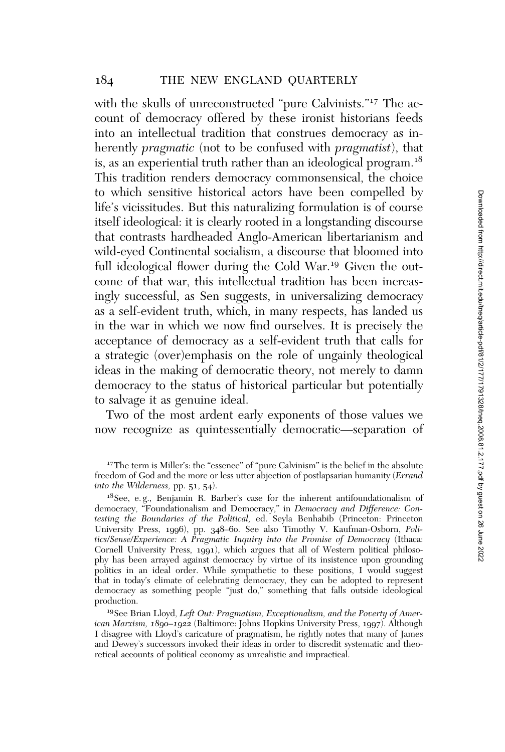with the skulls of unreconstructed "pure Calvinists."[17] The account of democracy offered by these ironist historians feeds into an intellectual tradition that construes democracy as inherently *pragmatic* (not to be confused with *pragmatist*), that is, as an experiential truth rather than an ideological program.[18] This tradition renders democracy commonsensical, the choice to which sensitive historical actors have been compelled by life's vicissitudes. But this naturalizing formulation is of course itself ideological: it is clearly rooted in a longstanding discourse that contrasts hardheaded Anglo-American libertarianism and wild-eyed Continental socialism, a discourse that bloomed into full ideological flower during the Cold War.[19] Given the outcome of that war, this intellectual tradition has been increasingly successful, as Sen suggests, in universalizing democracy as a self-evident truth, which, in many respects, has landed us in the war in which we now find ourselves. It is precisely the acceptance of democracy as a self-evident truth that calls for a strategic (over)emphasis on the role of ungainly theological ideas in the making of democratic theory, not merely to damn democracy to the status of historical particular but potentially to salvage it as genuine ideal.

Two of the most ardent early exponents of those values we now recognize as quintessentially democratic—separation of

[17]The term is Miller's: the "essence" of "pure Calvinism" is the belief in the absolute freedom of God and the more or less utter abjection of postlapsarian humanity (*Errand into the Wilderness,* pp. 51, 54).

[18]See, e. g., Benjamin R. Barber's case for the inherent antifoundationalism of democracy, "Foundationalism and Democracy," in *Democracy and Difference: Contesting the Boundaries of the Political,* ed. Seyla Benhabib (Princeton: Princeton University Press, 1996), pp. 348–60. See also Timothy V. Kaufman-Osborn, *Politics/Sense/Experience: A Pragmatic Inquiry into the Promise of Democracy* (Ithaca: Cornell University Press, 1991), which argues that all of Western political philosophy has been arrayed against democracy by virtue of its insistence upon grounding politics in an ideal order. While sympathetic to these positions, I would suggest that in today's climate of celebrating democracy, they can be adopted to represent democracy as something people "just do," something that falls outside ideological production.

[19]See Brian Lloyd, *Left Out: Pragmatism, Exceptionalism, and the Poverty of American Marxism, 1890–1922* (Baltimore: Johns Hopkins University Press, 1997). Although I disagree with Lloyd's caricature of pragmatism, he rightly notes that many of James and Dewey's successors invoked their ideas in order to discredit systematic and theoretical accounts of political economy as unrealistic and impractical.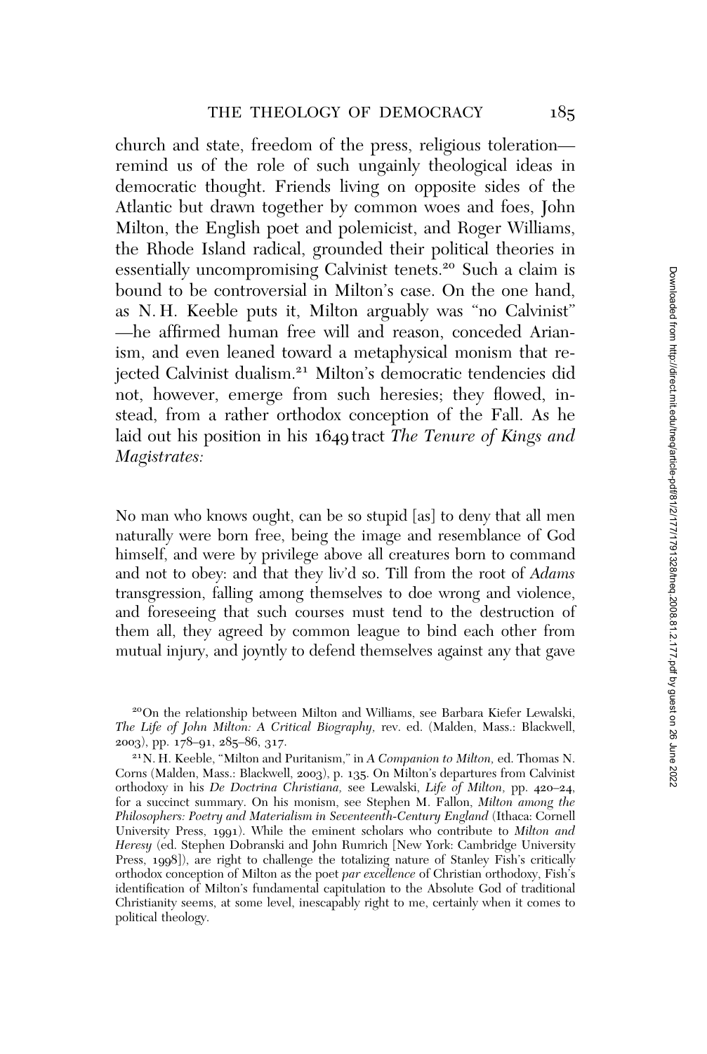church and state, freedom of the press, religious toleration—remind us of the role of such ungainly theological ideas in democratic thought. Friends living on opposite sides of the Atlantic but drawn together by common woes and foes, John Milton, the English poet and polemicist, and Roger Williams, the Rhode Island radical, grounded their political theories in essentially uncompromising Calvinist tenets.[20] Such a claim is bound to be controversial in Milton's case. On the one hand, as N. H. Keeble puts it, Milton arguably was "no Calvinist"—he affirmed human free will and reason, conceded Arianism, and even leaned toward a metaphysical monism that rejected Calvinist dualism.[21] Milton's democratic tendencies did not, however, emerge from such heresies; they flowed, instead, from a rather orthodox conception of the Fall. As he laid out his position in his 1649 tract *The Tenure of Kings and Magistrates:*

> No man who knows ought, can be so stupid [as] to deny that all men naturally were born free, being the image and resemblance of God himself, and were by privilege above all creatures born to command and not to obey: and that they liv'd so. Till from the root of *Adams* transgression, falling among themselves to doe wrong and violence, and foreseeing that such courses must tend to the destruction of them all, they agreed by common league to bind each other from mutual injury, and joyntly to defend themselves against any that gave

[20]On the relationship between Milton and Williams, see Barbara Kiefer Lewalski, *The Life of John Milton: A Critical Biography,* rev. ed. (Malden, Mass.: Blackwell, 2003), pp. 178–91, 285–86, 317.

[21]N. H. Keeble, "Milton and Puritanism," in *A Companion to Milton,* ed. Thomas N. Corns (Malden, Mass.: Blackwell, 2003), p. 135. On Milton's departures from Calvinist orthodoxy in his *De Doctrina Christiana,* see Lewalski, *Life of Milton,* pp. 420–24, for a succinct summary. On his monism, see Stephen M. Fallon, *Milton among the Philosophers: Poetry and Materialism in Seventeenth-Century England* (Ithaca: Cornell University Press, 1991). While the eminent scholars who contribute to *Milton and Heresy* (ed. Stephen Dobranski and John Rumrich [New York: Cambridge University Press, 1998]), are right to challenge the totalizing nature of Stanley Fish's critically orthodox conception of Milton as the poet *par excellence* of Christian orthodoxy, Fish's identification of Milton's fundamental capitulation to the Absolute God of traditional Christianity seems, at some level, inescapably right to me, certainly when it comes to political theology.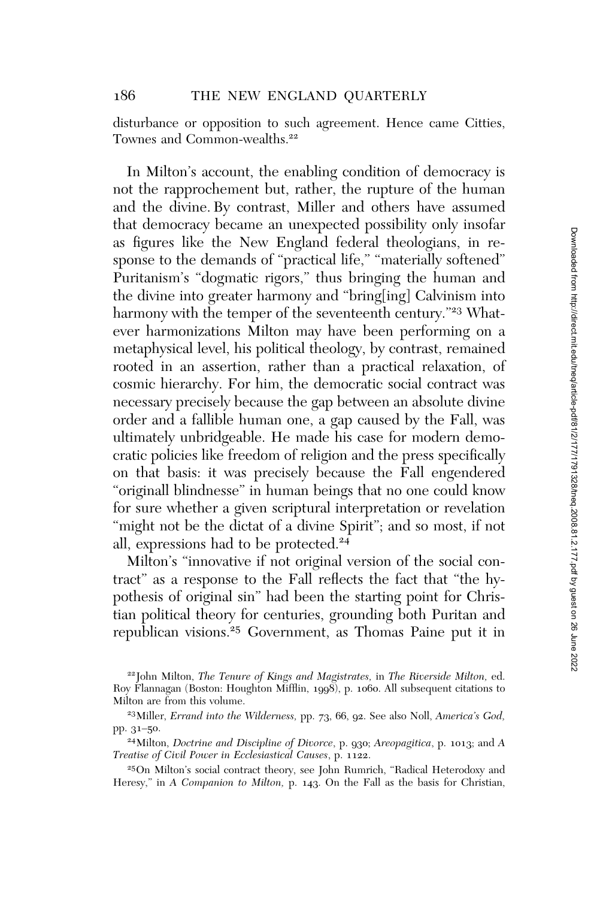disturbance or opposition to such agreement. Hence came Citties, Townes and Common-wealths.[22]

In Milton's account, the enabling condition of democracy is not the rapprochement but, rather, the rupture of the human and the divine. By contrast, Miller and others have assumed that democracy became an unexpected possibility only insofar as figures like the New England federal theologians, in response to the demands of "practical life," "materially softened" Puritanism's "dogmatic rigors," thus bringing the human and the divine into greater harmony and "bring[ing] Calvinism into harmony with the temper of the seventeenth century."[23] Whatever harmonizations Milton may have been performing on a metaphysical level, his political theology, by contrast, remained rooted in an assertion, rather than a practical relaxation, of cosmic hierarchy. For him, the democratic social contract was necessary precisely because the gap between an absolute divine order and a fallible human one, a gap caused by the Fall, was ultimately unbridgeable. He made his case for modern democratic policies like freedom of religion and the press specifically on that basis: it was precisely because the Fall engendered "originall blindnesse" in human beings that no one could know for sure whether a given scriptural interpretation or revelation "might not be the dictat of a divine Spirit"; and so most, if not all, expressions had to be protected.[24]

Milton's "innovative if not original version of the social contract" as a response to the Fall reflects the fact that "the hypothesis of original sin" had been the starting point for Christian political theory for centuries, grounding both Puritan and republican visions.[25] Government, as Thomas Paine put it in

[22]John Milton, *The Tenure of Kings and Magistrates,* in *The Riverside Milton,* ed. Roy Flannagan (Boston: Houghton Mifflin, 1998), p. 1060. All subsequent citations to Milton are from this volume.

[23]Miller, *Errand into the Wilderness,* pp. 73, 66, 92. See also Noll, *America's God,* pp. 31–50.

[24]Milton, *Doctrine and Discipline of Divorce*, p. 930; *Areopagitica*, p. 1013; and *A Treatise of Civil Power in Ecclesiastical Causes*, p. 1122.

[25]On Milton's social contract theory, see John Rumrich, "Radical Heterodoxy and Heresy," in *A Companion to Milton,* p. 143. On the Fall as the basis for Christian,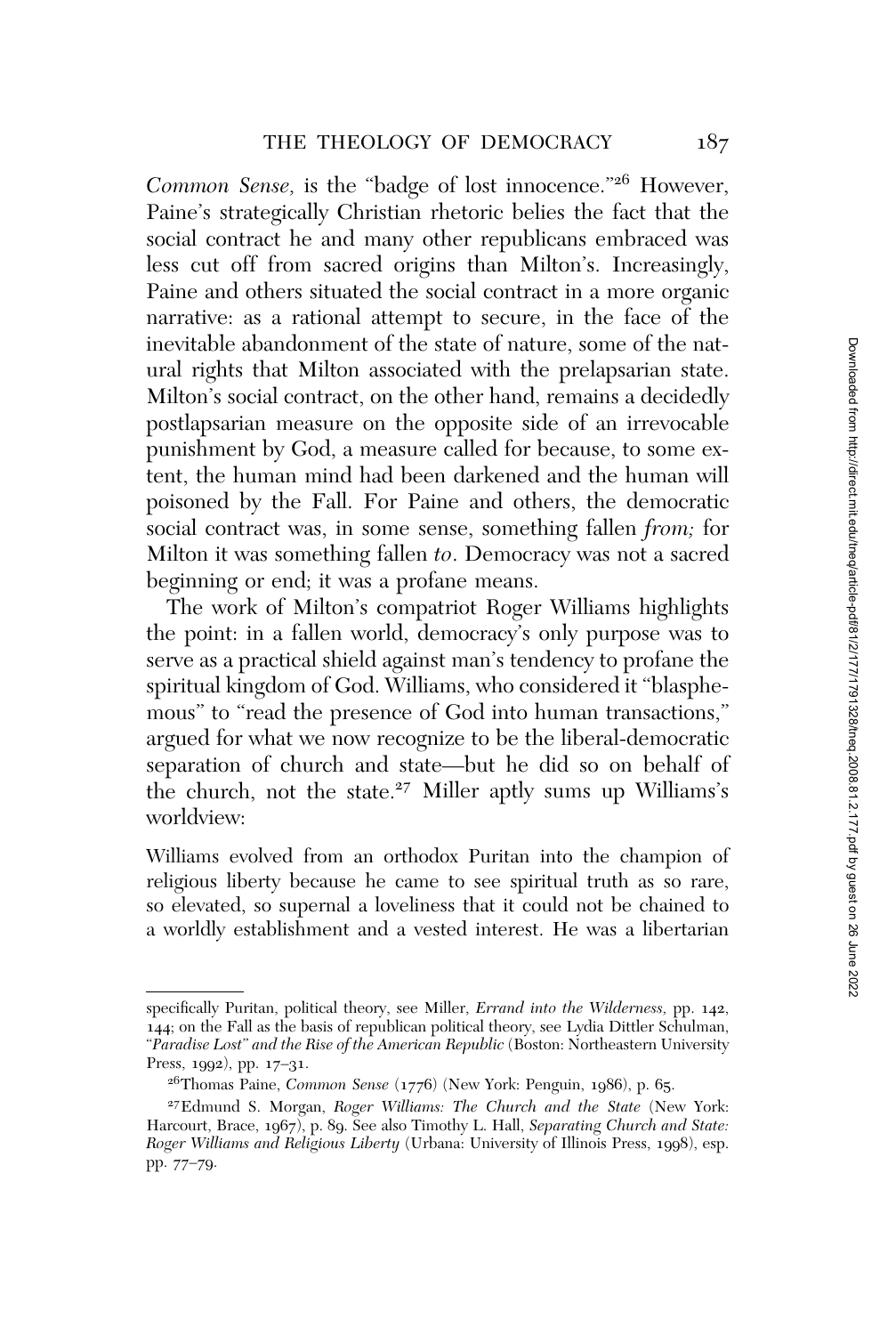*Common Sense,* is the "badge of lost innocence."[26] However, Paine's strategically Christian rhetoric belies the fact that the social contract he and many other republicans embraced was less cut off from sacred origins than Milton's. Increasingly, Paine and others situated the social contract in a more organic narrative: as a rational attempt to secure, in the face of the inevitable abandonment of the state of nature, some of the natural rights that Milton associated with the prelapsarian state. Milton's social contract, on the other hand, remains a decidedly postlapsarian measure on the opposite side of an irrevocable punishment by God, a measure called for because, to some extent, the human mind had been darkened and the human will poisoned by the Fall. For Paine and others, the democratic social contract was, in some sense, something fallen *from;* for Milton it was something fallen *to*. Democracy was not a sacred beginning or end; it was a profane means.

The work of Milton's compatriot Roger Williams highlights the point: in a fallen world, democracy's only purpose was to serve as a practical shield against man's tendency to profane the spiritual kingdom of God. Williams, who considered it "blasphemous" to "read the presence of God into human transactions," argued for what we now recognize to be the liberal-democratic separation of church and state—but he did so on behalf of the church, not the state.[27] Miller aptly sums up Williams's worldview:

> Williams evolved from an orthodox Puritan into the champion of religious liberty because he came to see spiritual truth as so rare, so elevated, so supernal a loveliness that it could not be chained to a worldly establishment and a vested interest. He was a libertarian

---

specifically Puritan, political theory, see Miller, *Errand into the Wilderness,* pp. 142, 144; on the Fall as the basis of republican political theory, see Lydia Dittler Schulman, *"Paradise Lost" and the Rise of the American Republic* (Boston: Northeastern University Press, 1992), pp. 17–31.

[26] Thomas Paine, *Common Sense* (1776) (New York: Penguin, 1986), p. 65.

[27] Edmund S. Morgan, *Roger Williams: The Church and the State* (New York: Harcourt, Brace, 1967), p. 89. See also Timothy L. Hall, *Separating Church and State: Roger Williams and Religious Liberty* (Urbana: University of Illinois Press, 1998), esp. pp. 77–79.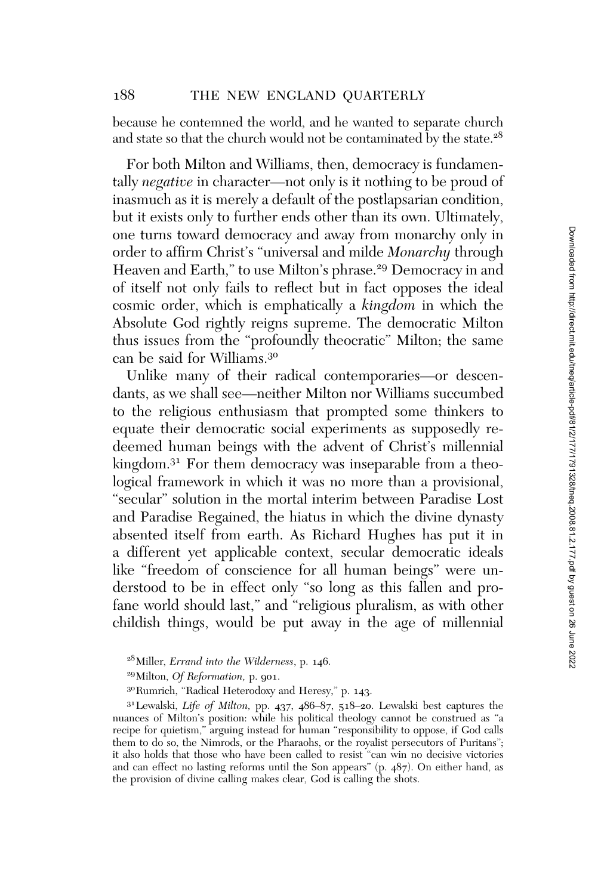because he contemned the world, and he wanted to separate church and state so that the church would not be contaminated by the state.[28]

For both Milton and Williams, then, democracy is fundamentally *negative* in character—not only is it nothing to be proud of inasmuch as it is merely a default of the postlapsarian condition, but it exists only to further ends other than its own. Ultimately, one turns toward democracy and away from monarchy only in order to affirm Christ's "universal and milde *Monarchy* through Heaven and Earth," to use Milton's phrase.[29] Democracy in and of itself not only fails to reflect but in fact opposes the ideal cosmic order, which is emphatically a *kingdom* in which the Absolute God rightly reigns supreme. The democratic Milton thus issues from the "profoundly theocratic" Milton; the same can be said for Williams.[30]

Unlike many of their radical contemporaries—or descendants, as we shall see—neither Milton nor Williams succumbed to the religious enthusiasm that prompted some thinkers to equate their democratic social experiments as supposedly redeemed human beings with the advent of Christ's millennial kingdom.[31] For them democracy was inseparable from a theological framework in which it was no more than a provisional, "secular" solution in the mortal interim between Paradise Lost and Paradise Regained, the hiatus in which the divine dynasty absented itself from earth. As Richard Hughes has put it in a different yet applicable context, secular democratic ideals like "freedom of conscience for all human beings" were understood to be in effect only "so long as this fallen and profane world should last," and "religious pluralism, as with other childish things, would be put away in the age of millennial

---

[28] Miller, *Errand into the Wilderness*, p. 146.

[29] Milton, *Of Reformation,* p. 901.

[30] Rumrich, "Radical Heterodoxy and Heresy," p. 143.

[31] Lewalski, *Life of Milton,* pp. 437, 486–87, 518–20. Lewalski best captures the nuances of Milton's position: while his political theology cannot be construed as "a recipe for quietism," arguing instead for human "responsibility to oppose, if God calls them to do so, the Nimrods, or the Pharaohs, or the royalist persecutors of Puritans"; it also holds that those who have been called to resist "can win no decisive victories and can effect no lasting reforms until the Son appears" (p. 487). On either hand, as the provision of divine calling makes clear, God is calling the shots.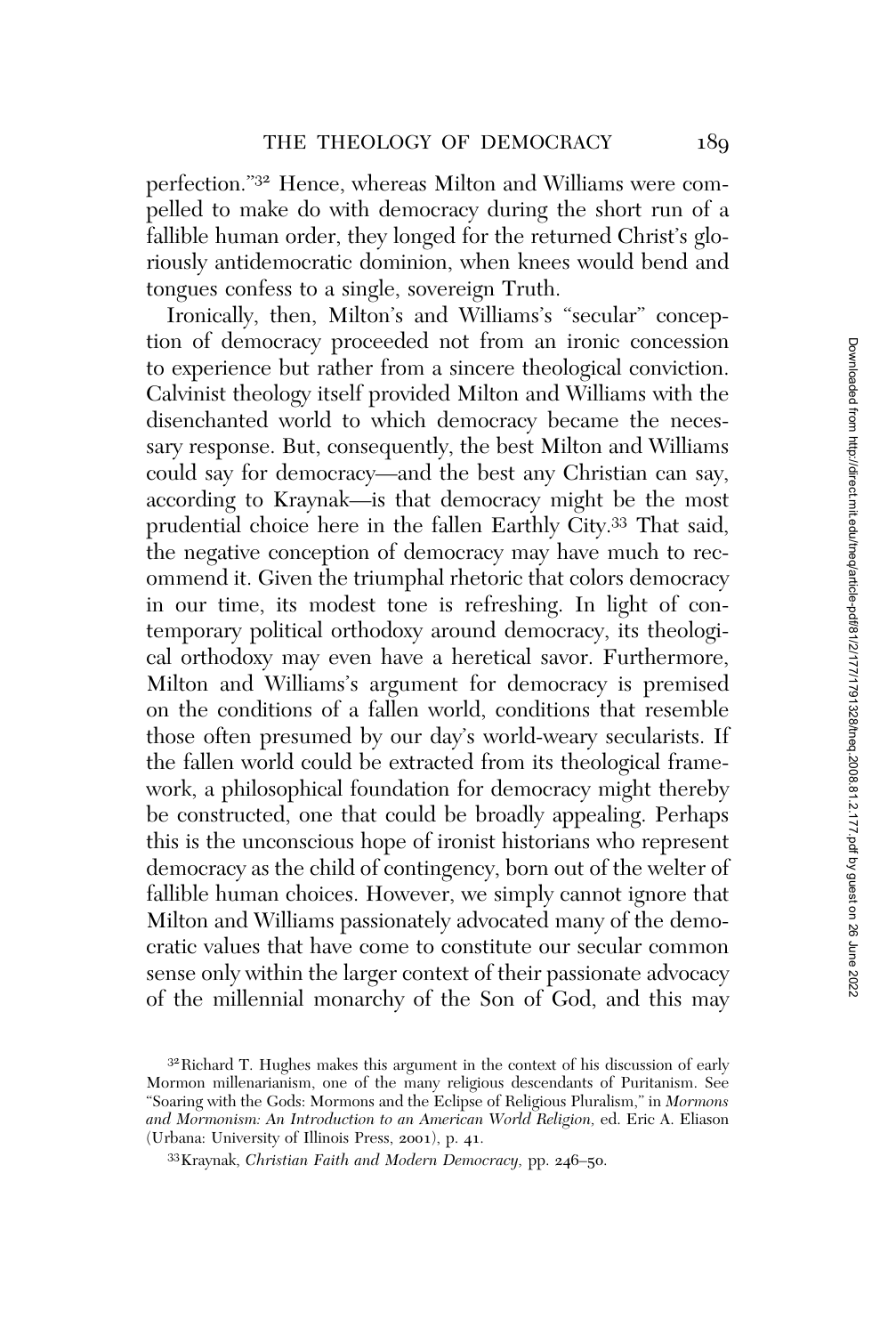perfection."[32] Hence, whereas Milton and Williams were compelled to make do with democracy during the short run of a fallible human order, they longed for the returned Christ's gloriously antidemocratic dominion, when knees would bend and tongues confess to a single, sovereign Truth.

Ironically, then, Milton's and Williams's "secular" conception of democracy proceeded not from an ironic concession to experience but rather from a sincere theological conviction. Calvinist theology itself provided Milton and Williams with the disenchanted world to which democracy became the necessary response. But, consequently, the best Milton and Williams could say for democracy—and the best any Christian can say, according to Kraynak—is that democracy might be the most prudential choice here in the fallen Earthly City.[33] That said, the negative conception of democracy may have much to recommend it. Given the triumphal rhetoric that colors democracy in our time, its modest tone is refreshing. In light of contemporary political orthodoxy around democracy, its theological orthodoxy may even have a heretical savor. Furthermore, Milton and Williams's argument for democracy is premised on the conditions of a fallen world, conditions that resemble those often presumed by our day's world-weary secularists. If the fallen world could be extracted from its theological framework, a philosophical foundation for democracy might thereby be constructed, one that could be broadly appealing. Perhaps this is the unconscious hope of ironist historians who represent democracy as the child of contingency, born out of the welter of fallible human choices. However, we simply cannot ignore that Milton and Williams passionately advocated many of the democratic values that have come to constitute our secular common sense only within the larger context of their passionate advocacy of the millennial monarchy of the Son of God, and this may

[32] Richard T. Hughes makes this argument in the context of his discussion of early Mormon millenarianism, one of the many religious descendants of Puritanism. See "Soaring with the Gods: Mormons and the Eclipse of Religious Pluralism," in *Mormons and Mormonism: An Introduction to an American World Religion,* ed. Eric A. Eliason (Urbana: University of Illinois Press, 2001), p. 41.

[33] Kraynak, *Christian Faith and Modern Democracy,* pp. 246–50.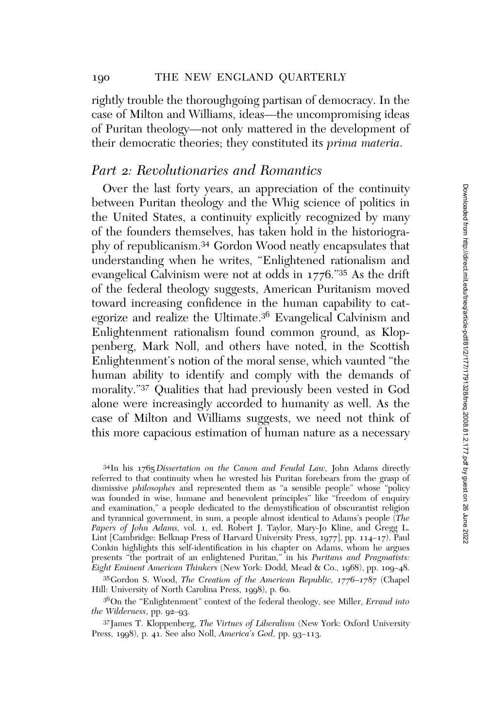rightly trouble the thoroughgoing partisan of democracy. In the case of Milton and Williams, ideas—the uncompromising ideas of Puritan theology—not only mattered in the development of their democratic theories; they constituted its *prima materia*.

## *Part 2: Revolutionaries and Romantics*

Over the last forty years, an appreciation of the continuity between Puritan theology and the Whig science of politics in the United States, a continuity explicitly recognized by many of the founders themselves, has taken hold in the historiography of republicanism.[34] Gordon Wood neatly encapsulates that understanding when he writes, "Enlightened rationalism and evangelical Calvinism were not at odds in 1776."[35] As the drift of the federal theology suggests, American Puritanism moved toward increasing confidence in the human capability to categorize and realize the Ultimate.[36] Evangelical Calvinism and Enlightenment rationalism found common ground, as Kloppenberg, Mark Noll, and others have noted, in the Scottish Enlightenment's notion of the moral sense, which vaunted "the human ability to identify and comply with the demands of morality."[37] Qualities that had previously been vested in God alone were increasingly accorded to humanity as well. As the case of Milton and Williams suggests, we need not think of this more capacious estimation of human nature as a necessary

[34]In his 1765 *Dissertation on the Canon and Feudal Law,* John Adams directly referred to that continuity when he wrested his Puritan forebears from the grasp of dismissive *philosophes* and represented them as "a sensible people" whose "policy was founded in wise, humane and benevolent principles" like "freedom of enquiry and examination," a people dedicated to the demystification of obscurantist religion and tyrannical government, in sum, a people almost identical to Adams's people (*The Papers of John Adams,* vol. 1, ed. Robert J. Taylor, Mary-Jo Kline, and Gregg L. Lint [Cambridge: Belknap Press of Harvard University Press, 1977], pp. 114–17). Paul Conkin highlights this self-identification in his chapter on Adams, whom he argues presents "the portrait of an enlightened Puritan," in his *Puritans and Pragmatists: Eight Eminent American Thinkers* (New York: Dodd, Mead & Co., 1968), pp. 109–48.

[35]Gordon S. Wood, *The Creation of the American Republic, 1776–1787* (Chapel Hill: University of North Carolina Press, 1998), p. 60.

[36]On the "Enlightenment" context of the federal theology, see Miller, *Errand into the Wilderness*, pp. 92–93.

[37]James T. Kloppenberg, *The Virtues of Liberalism* (New York: Oxford University Press, 1998), p. 41. See also Noll, *America's God,* pp. 93–113.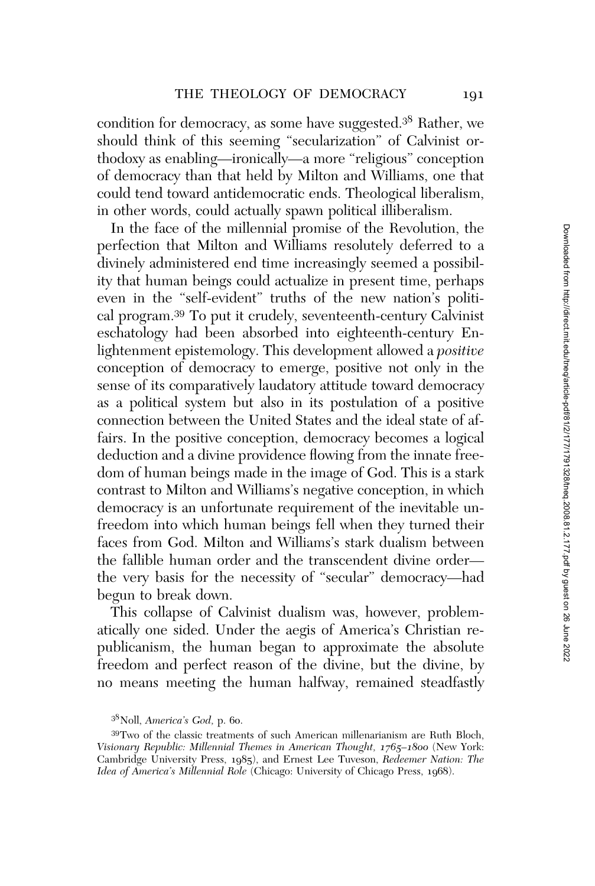condition for democracy, as some have suggested.[38] Rather, we should think of this seeming "secularization" of Calvinist orthodoxy as enabling—ironically—a more "religious" conception of democracy than that held by Milton and Williams, one that could tend toward antidemocratic ends. Theological liberalism, in other words, could actually spawn political illiberalism.

In the face of the millennial promise of the Revolution, the perfection that Milton and Williams resolutely deferred to a divinely administered end time increasingly seemed a possibility that human beings could actualize in present time, perhaps even in the "self-evident" truths of the new nation's political program.[39] To put it crudely, seventeenth-century Calvinist eschatology had been absorbed into eighteenth-century Enlightenment epistemology. This development allowed a *positive* conception of democracy to emerge, positive not only in the sense of its comparatively laudatory attitude toward democracy as a political system but also in its postulation of a positive connection between the United States and the ideal state of affairs. In the positive conception, democracy becomes a logical deduction and a divine providence flowing from the innate freedom of human beings made in the image of God. This is a stark contrast to Milton and Williams's negative conception, in which democracy is an unfortunate requirement of the inevitable unfreedom into which human beings fell when they turned their faces from God. Milton and Williams's stark dualism between the fallible human order and the transcendent divine order—the very basis for the necessity of "secular" democracy—had begun to break down.

This collapse of Calvinist dualism was, however, problematically one sided. Under the aegis of America's Christian republicanism, the human began to approximate the absolute freedom and perfect reason of the divine, but the divine, by no means meeting the human halfway, remained steadfastly

[38] Noll, *America's God,* p. 60.

[39] Two of the classic treatments of such American millenarianism are Ruth Bloch, *Visionary Republic: Millennial Themes in American Thought, 1765–1800* (New York: Cambridge University Press, 1985), and Ernest Lee Tuveson, *Redeemer Nation: The Idea of America's Millennial Role* (Chicago: University of Chicago Press, 1968).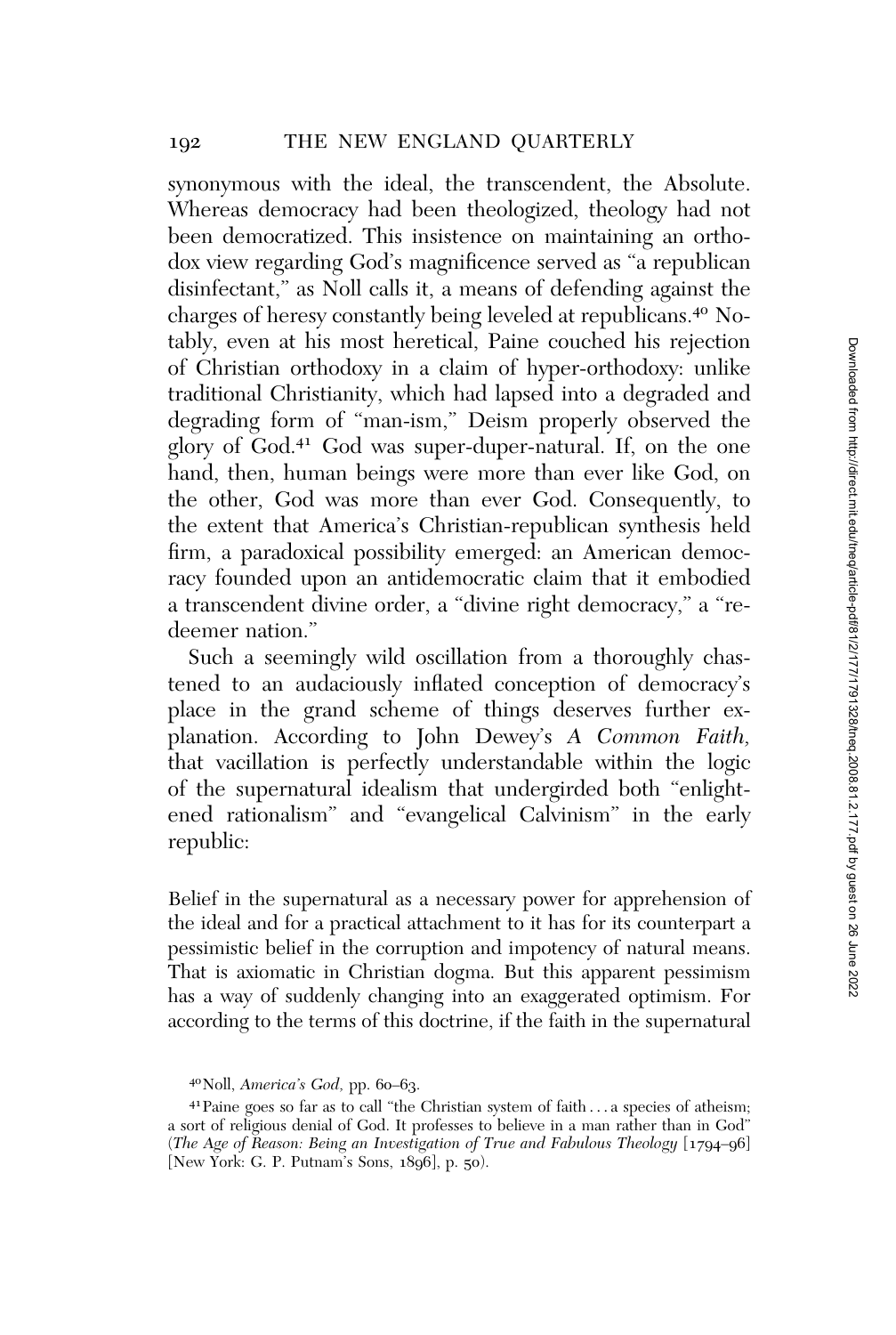synonymous with the ideal, the transcendent, the Absolute. Whereas democracy had been theologized, theology had not been democratized. This insistence on maintaining an orthodox view regarding God's magnificence served as "a republican disinfectant," as Noll calls it, a means of defending against the charges of heresy constantly being leveled at republicans.[40] Notably, even at his most heretical, Paine couched his rejection of Christian orthodoxy in a claim of hyper-orthodoxy: unlike traditional Christianity, which had lapsed into a degraded and degrading form of "man-ism," Deism properly observed the glory of God.[41] God was super-duper-natural. If, on the one hand, then, human beings were more than ever like God, on the other, God was more than ever God. Consequently, to the extent that America's Christian-republican synthesis held firm, a paradoxical possibility emerged: an American democracy founded upon an antidemocratic claim that it embodied a transcendent divine order, a "divine right democracy," a "redeemer nation."

Such a seemingly wild oscillation from a thoroughly chastened to an audaciously inflated conception of democracy's place in the grand scheme of things deserves further explanation. According to John Dewey's *A Common Faith,* that vacillation is perfectly understandable within the logic of the supernatural idealism that undergirded both "enlightened rationalism" and "evangelical Calvinism" in the early republic:

> Belief in the supernatural as a necessary power for apprehension of the ideal and for a practical attachment to it has for its counterpart a pessimistic belief in the corruption and impotency of natural means. That is axiomatic in Christian dogma. But this apparent pessimism has a way of suddenly changing into an exaggerated optimism. For according to the terms of this doctrine, if the faith in the supernatural

[40] Noll, *America's God,* pp. 60–63.

[41] Paine goes so far as to call "the Christian system of faith . . . a species of atheism; a sort of religious denial of God. It professes to believe in a man rather than in God" (*The Age of Reason: Being an Investigation of True and Fabulous Theology* [1794–96] [New York: G. P. Putnam's Sons, 1896], p. 50).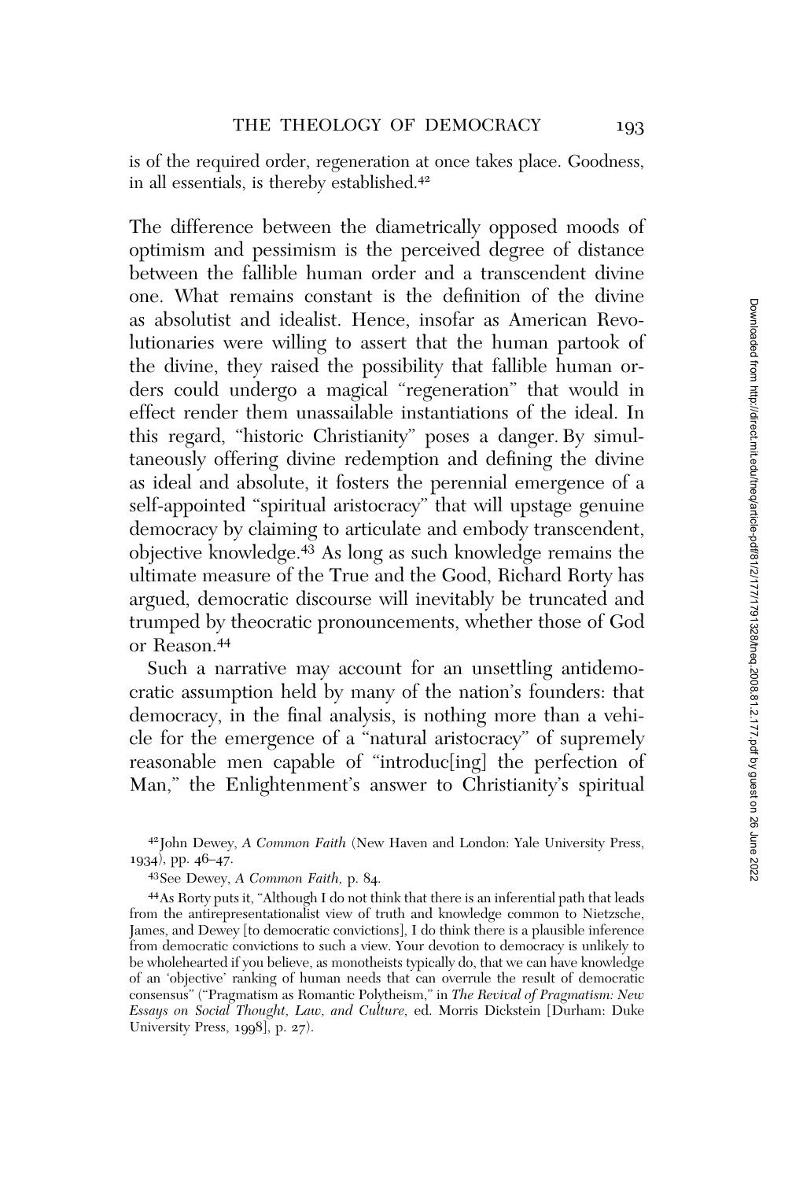is of the required order, regeneration at once takes place. Goodness, in all essentials, is thereby established.[42]

The difference between the diametrically opposed moods of optimism and pessimism is the perceived degree of distance between the fallible human order and a transcendent divine one. What remains constant is the definition of the divine as absolutist and idealist. Hence, insofar as American Revolutionaries were willing to assert that the human partook of the divine, they raised the possibility that fallible human orders could undergo a magical "regeneration" that would in effect render them unassailable instantiations of the ideal. In this regard, "historic Christianity" poses a danger. By simultaneously offering divine redemption and defining the divine as ideal and absolute, it fosters the perennial emergence of a self-appointed "spiritual aristocracy" that will upstage genuine democracy by claiming to articulate and embody transcendent, objective knowledge.[43] As long as such knowledge remains the ultimate measure of the True and the Good, Richard Rorty has argued, democratic discourse will inevitably be truncated and trumped by theocratic pronouncements, whether those of God or Reason.[44]

Such a narrative may account for an unsettling antidemocratic assumption held by many of the nation's founders: that democracy, in the final analysis, is nothing more than a vehicle for the emergence of a "natural aristocracy" of supremely reasonable men capable of "introduc[ing] the perfection of Man," the Enlightenment's answer to Christianity's spiritual

[42] John Dewey, *A Common Faith* (New Haven and London: Yale University Press, 1934), pp. 46–47.

[43] See Dewey, *A Common Faith,* p. 84.

[44] As Rorty puts it, "Although I do not think that there is an inferential path that leads from the antirepresentationalist view of truth and knowledge common to Nietzsche, James, and Dewey [to democratic convictions], I do think there is a plausible inference from democratic convictions to such a view. Your devotion to democracy is unlikely to be wholehearted if you believe, as monotheists typically do, that we can have knowledge of an 'objective' ranking of human needs that can overrule the result of democratic consensus" ("Pragmatism as Romantic Polytheism," in *The Revival of Pragmatism: New Essays on Social Thought, Law, and Culture,* ed. Morris Dickstein [Durham: Duke University Press, 1998], p. 27).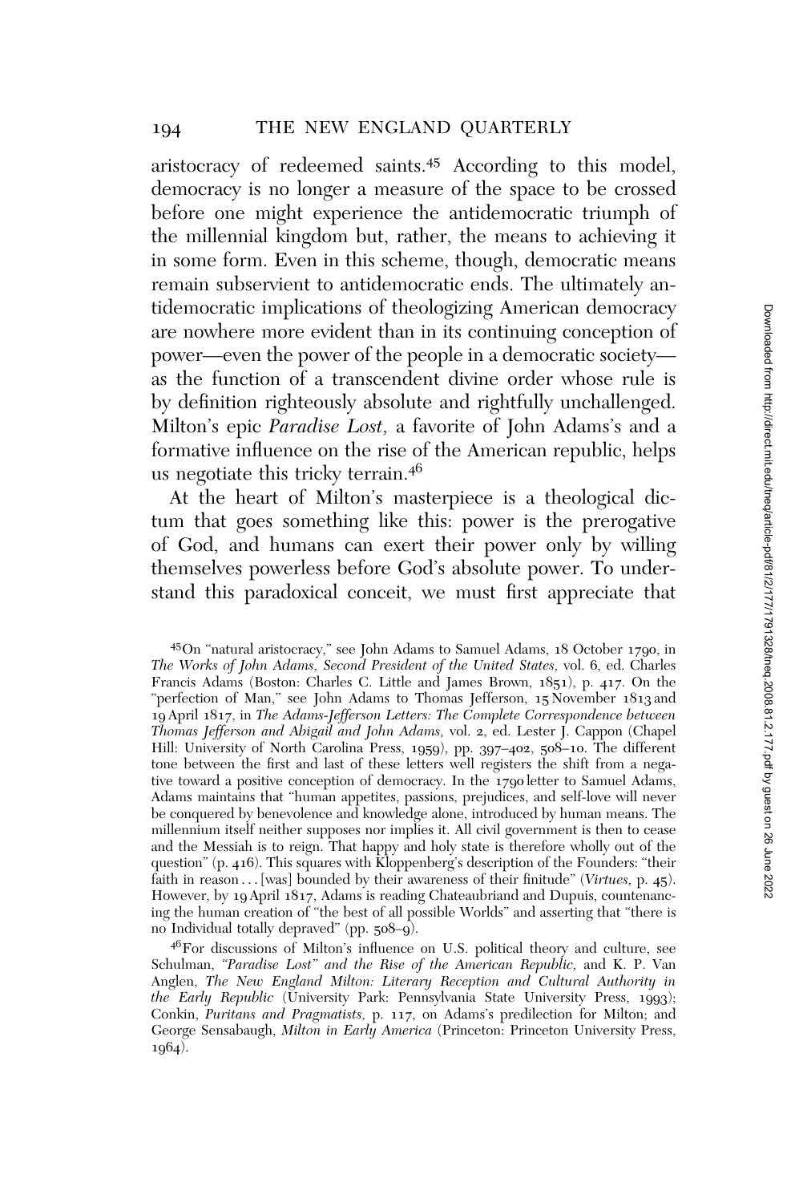aristocracy of redeemed saints.[45] According to this model, democracy is no longer a measure of the space to be crossed before one might experience the antidemocratic triumph of the millennial kingdom but, rather, the means to achieving it in some form. Even in this scheme, though, democratic means remain subservient to antidemocratic ends. The ultimately antidemocratic implications of theologizing American democracy are nowhere more evident than in its continuing conception of power—even the power of the people in a democratic society—as the function of a transcendent divine order whose rule is by definition righteously absolute and rightfully unchallenged. Milton's epic *Paradise Lost,* a favorite of John Adams's and a formative influence on the rise of the American republic, helps us negotiate this tricky terrain.[46]

At the heart of Milton's masterpiece is a theological dictum that goes something like this: power is the prerogative of God, and humans can exert their power only by willing themselves powerless before God's absolute power. To understand this paradoxical conceit, we must first appreciate that

---

[45] On "natural aristocracy," see John Adams to Samuel Adams, 18 October 1790, in *The Works of John Adams, Second President of the United States,* vol. 6, ed. Charles Francis Adams (Boston: Charles C. Little and James Brown, 1851), p. 417. On the "perfection of Man," see John Adams to Thomas Jefferson, 15 November 1813 and 19 April 1817, in *The Adams-Jefferson Letters: The Complete Correspondence between Thomas Jefferson and Abigail and John Adams,* vol. 2, ed. Lester J. Cappon (Chapel Hill: University of North Carolina Press, 1959), pp. 397–402, 508–10. The different tone between the first and last of these letters well registers the shift from a negative toward a positive conception of democracy. In the 1790 letter to Samuel Adams, Adams maintains that "human appetites, passions, prejudices, and self-love will never be conquered by benevolence and knowledge alone, introduced by human means. The millennium itself neither supposes nor implies it. All civil government is then to cease and the Messiah is to reign. That happy and holy state is therefore wholly out of the question" (p. 416). This squares with Kloppenberg's description of the Founders: "their faith in reason . . . [was] bounded by their awareness of their finitude" (*Virtues,* p. 45). However, by 19 April 1817, Adams is reading Chateaubriand and Dupuis, countenancing the human creation of "the best of all possible Worlds" and asserting that "there is no Individual totally depraved" (pp. 508–9).

[46] For discussions of Milton's influence on U.S. political theory and culture, see Schulman, *"Paradise Lost" and the Rise of the American Republic,* and K. P. Van Anglen, *The New England Milton: Literary Reception and Cultural Authority in the Early Republic* (University Park: Pennsylvania State University Press, 1993); Conkin, *Puritans and Pragmatists,* p. 117, on Adams's predilection for Milton; and George Sensabaugh, *Milton in Early America* (Princeton: Princeton University Press, 1964).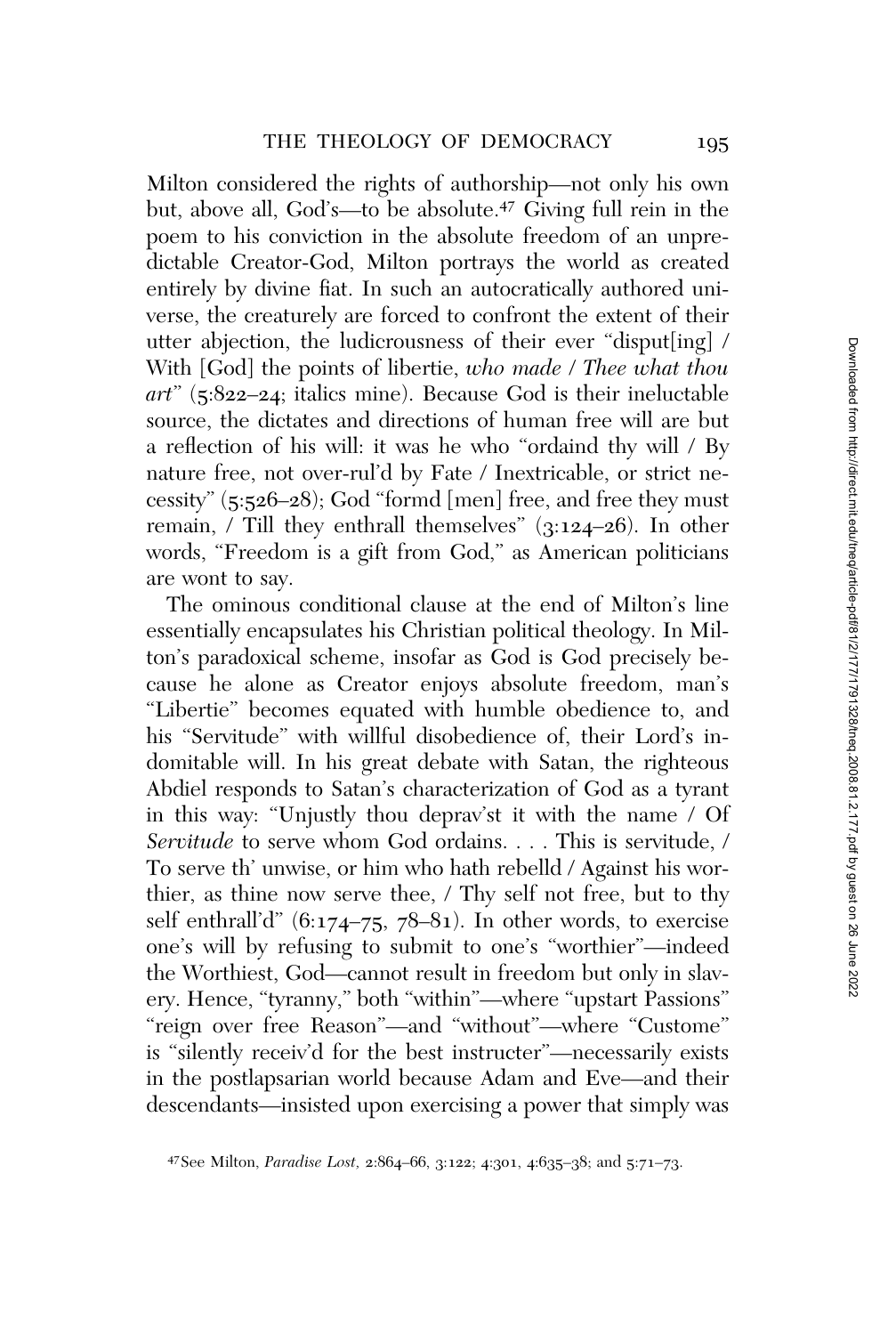Milton considered the rights of authorship—not only his own but, above all, God's—to be absolute.[47] Giving full rein in the poem to his conviction in the absolute freedom of an unpredictable Creator-God, Milton portrays the world as created entirely by divine fiat. In such an autocratically authored universe, the creaturely are forced to confront the extent of their utter abjection, the ludicrousness of their ever "disput[ing] / With [God] the points of libertie, *who made / Thee what thou art*" (5:822–24; italics mine). Because God is their ineluctable source, the dictates and directions of human free will are but a reflection of his will: it was he who "ordaind thy will / By nature free, not over-rul'd by Fate / Inextricable, or strict necessity" (5:526–28); God "formd [men] free, and free they must remain, / Till they enthrall themselves" (3:124–26). In other words, "Freedom is a gift from God," as American politicians are wont to say.

The ominous conditional clause at the end of Milton's line essentially encapsulates his Christian political theology. In Milton's paradoxical scheme, insofar as God is God precisely because he alone as Creator enjoys absolute freedom, man's "Libertie" becomes equated with humble obedience to, and his "Servitude" with willful disobedience of, their Lord's indomitable will. In his great debate with Satan, the righteous Abdiel responds to Satan's characterization of God as a tyrant in this way: "Unjustly thou deprav'st it with the name / Of *Servitude* to serve whom God ordains. . . . This is servitude, / To serve th' unwise, or him who hath rebelld / Against his worthier, as thine now serve thee, / Thy self not free, but to thy self enthrall'd" (6:174–75, 78–81). In other words, to exercise one's will by refusing to submit to one's "worthier"—indeed the Worthiest, God—cannot result in freedom but only in slavery. Hence, "tyranny," both "within"—where "upstart Passions" "reign over free Reason"—and "without"—where "Custome" is "silently receiv'd for the best instructer"—necessarily exists in the postlapsarian world because Adam and Eve—and their descendants—insisted upon exercising a power that simply was

[47] See Milton, *Paradise Lost*, 2:864–66, 3:122; 4:301, 4:635–38; and 5:71–73.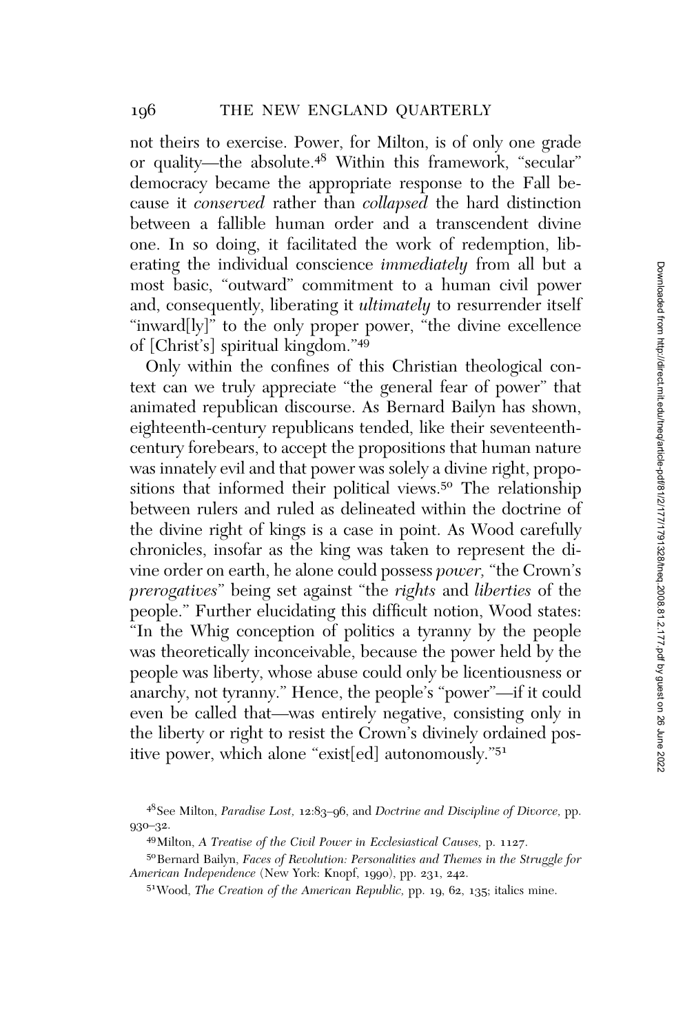not theirs to exercise. Power, for Milton, is of only one grade or quality—the absolute.[48] Within this framework, "secular" democracy became the appropriate response to the Fall because it *conserved* rather than *collapsed* the hard distinction between a fallible human order and a transcendent divine one. In so doing, it facilitated the work of redemption, liberating the individual conscience *immediately* from all but a most basic, "outward" commitment to a human civil power and, consequently, liberating it *ultimately* to resurrender itself "inward[ly]" to the only proper power, "the divine excellence of [Christ's] spiritual kingdom."[49]

Only within the confines of this Christian theological context can we truly appreciate "the general fear of power" that animated republican discourse. As Bernard Bailyn has shown, eighteenth-century republicans tended, like their seventeenth-century forebears, to accept the propositions that human nature was innately evil and that power was solely a divine right, propositions that informed their political views.[50] The relationship between rulers and ruled as delineated within the doctrine of the divine right of kings is a case in point. As Wood carefully chronicles, insofar as the king was taken to represent the divine order on earth, he alone could possess *power*, "the Crown's *prerogatives*" being set against "the *rights* and *liberties* of the people." Further elucidating this difficult notion, Wood states: "In the Whig conception of politics a tyranny by the people was theoretically inconceivable, because the power held by the people was liberty, whose abuse could only be licentiousness or anarchy, not tyranny." Hence, the people's "power"—if it could even be called that—was entirely negative, consisting only in the liberty or right to resist the Crown's divinely ordained positive power, which alone "exist[ed] autonomously."[51]

---

[48] See Milton, *Paradise Lost*, 12:83–96, and *Doctrine and Discipline of Divorce*, pp. 930–32.

[49] Milton, *A Treatise of the Civil Power in Ecclesiastical Causes*, p. 1127.

[50] Bernard Bailyn, *Faces of Revolution: Personalities and Themes in the Struggle for American Independence* (New York: Knopf, 1990), pp. 231, 242.

[51] Wood, *The Creation of the American Republic*, pp. 19, 62, 135; italics mine.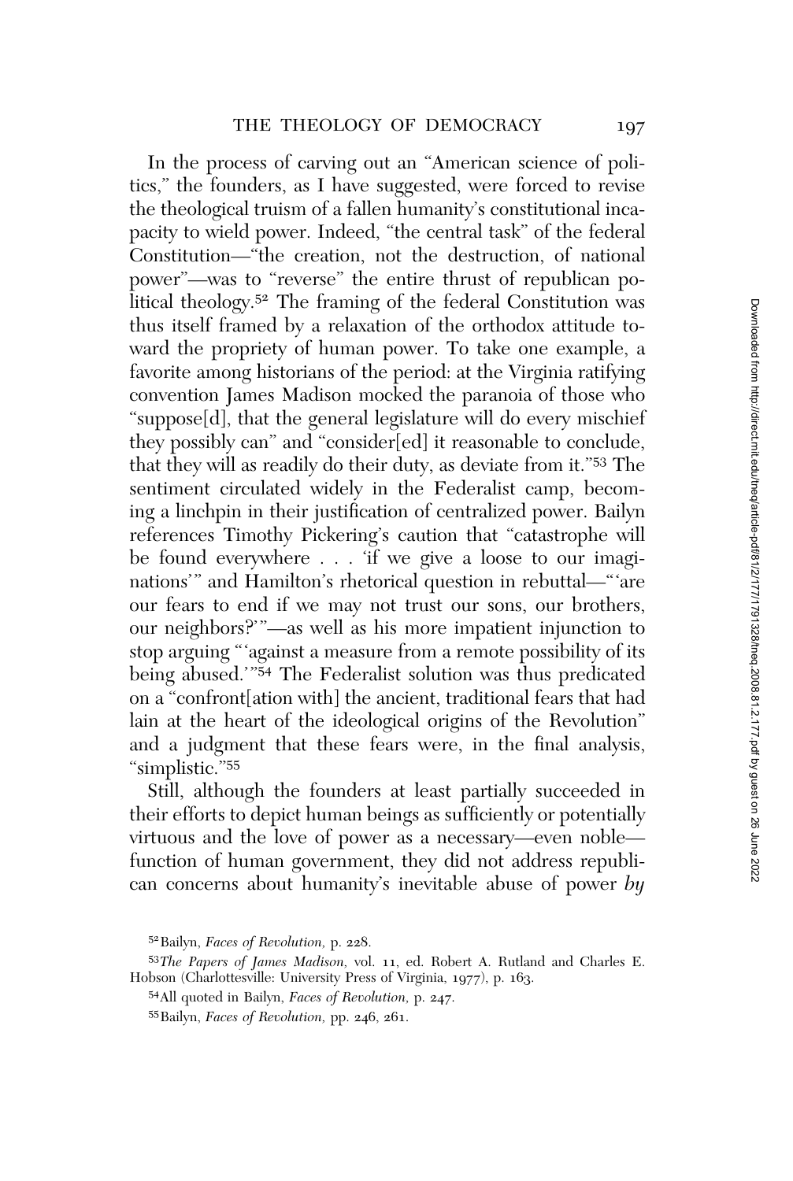In the process of carving out an "American science of politics," the founders, as I have suggested, were forced to revise the theological truism of a fallen humanity's constitutional incapacity to wield power. Indeed, "the central task" of the federal Constitution—"the creation, not the destruction, of national power"—was to "reverse" the entire thrust of republican political theology.[52] The framing of the federal Constitution was thus itself framed by a relaxation of the orthodox attitude toward the propriety of human power. To take one example, a favorite among historians of the period: at the Virginia ratifying convention James Madison mocked the paranoia of those who "suppose[d], that the general legislature will do every mischief they possibly can" and "consider[ed] it reasonable to conclude, that they will as readily do their duty, as deviate from it."[53] The sentiment circulated widely in the Federalist camp, becoming a linchpin in their justification of centralized power. Bailyn references Timothy Pickering's caution that "catastrophe will be found everywhere . . . 'if we give a loose to our imaginations'" and Hamilton's rhetorical question in rebuttal—"'are our fears to end if we may not trust our sons, our brothers, our neighbors?'"—as well as his more impatient injunction to stop arguing "'against a measure from a remote possibility of its being abused.'"[54] The Federalist solution was thus predicated on a "confront[ation with] the ancient, traditional fears that had lain at the heart of the ideological origins of the Revolution" and a judgment that these fears were, in the final analysis, "simplistic."[55]

Still, although the founders at least partially succeeded in their efforts to depict human beings as sufficiently or potentially virtuous and the love of power as a necessary—even noble—function of human government, they did not address republican concerns about humanity's inevitable abuse of power *by*

[52] Bailyn, *Faces of Revolution,* p. 228.

[53] *The Papers of James Madison,* vol. 11, ed. Robert A. Rutland and Charles E. Hobson (Charlottesville: University Press of Virginia, 1977), p. 163.

[54] All quoted in Bailyn, *Faces of Revolution,* p. 247.

[55] Bailyn, *Faces of Revolution,* pp. 246, 261.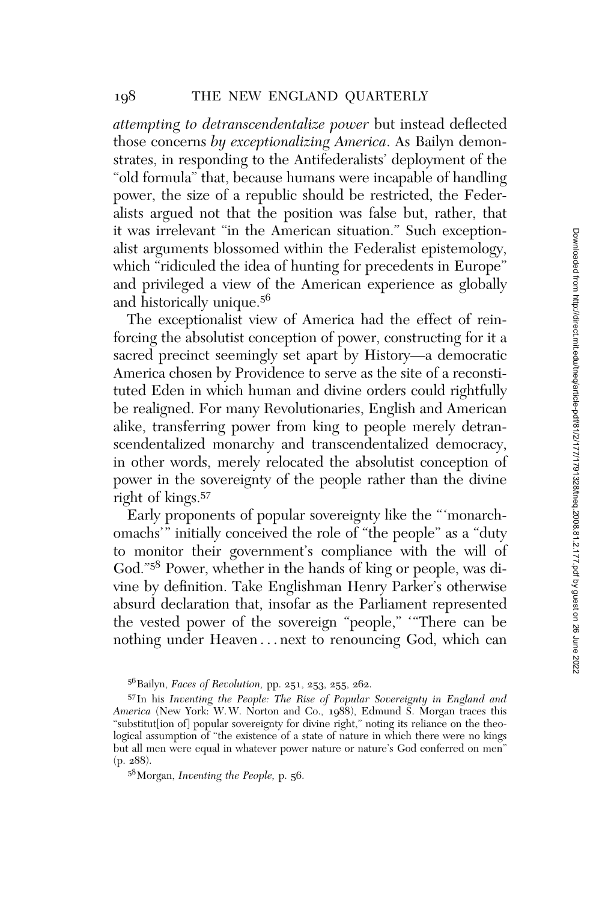*attempting to detranscendentalize power* but instead deflected those concerns *by exceptionalizing America*. As Bailyn demonstrates, in responding to the Antifederalists' deployment of the "old formula" that, because humans were incapable of handling power, the size of a republic should be restricted, the Federalists argued not that the position was false but, rather, that it was irrelevant "in the American situation." Such exceptionalist arguments blossomed within the Federalist epistemology, which "ridiculed the idea of hunting for precedents in Europe" and privileged a view of the American experience as globally and historically unique.[56]

The exceptionalist view of America had the effect of reinforcing the absolutist conception of power, constructing for it a sacred precinct seemingly set apart by History—a democratic America chosen by Providence to serve as the site of a reconstituted Eden in which human and divine orders could rightfully be realigned. For many Revolutionaries, English and American alike, transferring power from king to people merely detranscendentalized monarchy and transcendentalized democracy, in other words, merely relocated the absolutist conception of power in the sovereignty of the people rather than the divine right of kings.[57]

Early proponents of popular sovereignty like the "'monarchomachs'" initially conceived the role of "the people" as a "duty to monitor their government's compliance with the will of God."[58] Power, whether in the hands of king or people, was divine by definition. Take Englishman Henry Parker's otherwise absurd declaration that, insofar as the Parliament represented the vested power of the sovereign "people," '"There can be nothing under Heaven . . . next to renouncing God, which can

---

[56] Bailyn, *Faces of Revolution,* pp. 251, 253, 255, 262.

[57] In his *Inventing the People: The Rise of Popular Sovereignty in England and America* (New York: W.W. Norton and Co., 1988), Edmund S. Morgan traces this "substitut[ion of] popular sovereignty for divine right," noting its reliance on the theological assumption of "the existence of a state of nature in which there were no kings but all men were equal in whatever power nature or nature's God conferred on men" (p. 288).

[58] Morgan, *Inventing the People,* p. 56.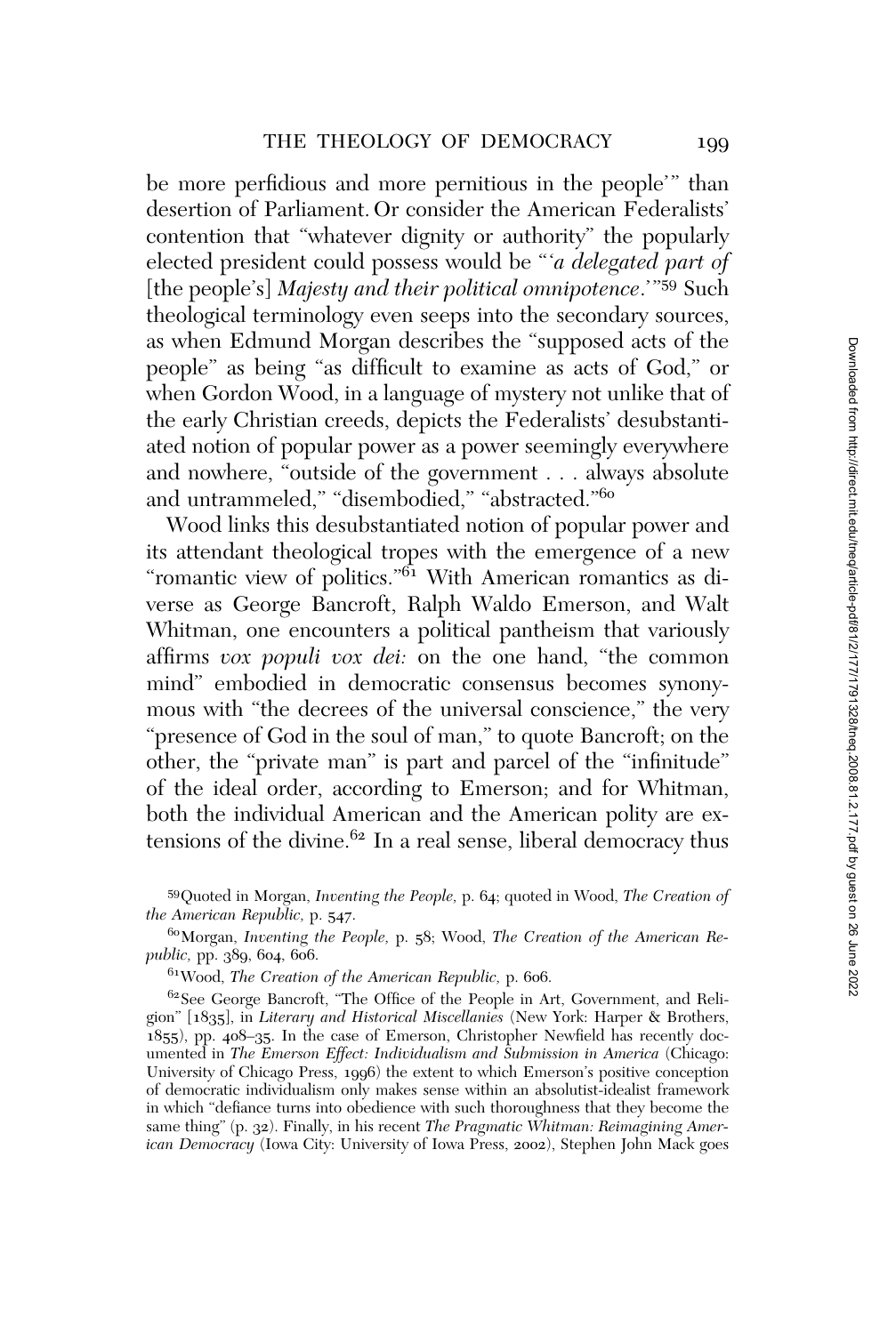be more perfidious and more pernitious in the people'" than desertion of Parliament. Or consider the American Federalists' contention that "whatever dignity or authority" the popularly elected president could possess would be "'*a delegated part of* [the people's] *Majesty and their political omnipotence*.'"[59] Such theological terminology even seeps into the secondary sources, as when Edmund Morgan describes the "supposed acts of the people" as being "as difficult to examine as acts of God," or when Gordon Wood, in a language of mystery not unlike that of the early Christian creeds, depicts the Federalists' desubstantiated notion of popular power as a power seemingly everywhere and nowhere, "outside of the government . . . always absolute and untrammeled," "disembodied," "abstracted."[60]

Wood links this desubstantiated notion of popular power and its attendant theological tropes with the emergence of a new "romantic view of politics."[61] With American romantics as diverse as George Bancroft, Ralph Waldo Emerson, and Walt Whitman, one encounters a political pantheism that variously affirms *vox populi vox dei:* on the one hand, "the common mind" embodied in democratic consensus becomes synonymous with "the decrees of the universal conscience," the very "presence of God in the soul of man," to quote Bancroft; on the other, the "private man" is part and parcel of the "infinitude" of the ideal order, according to Emerson; and for Whitman, both the individual American and the American polity are extensions of the divine.[62] In a real sense, liberal democracy thus

---

[59] Quoted in Morgan, *Inventing the People,* p. 64; quoted in Wood, *The Creation of the American Republic,* p. 547.

[60] Morgan, *Inventing the People,* p. 58; Wood, *The Creation of the American Republic,* pp. 389, 604, 606.

[61] Wood, *The Creation of the American Republic,* p. 606.

[62] See George Bancroft, "The Office of the People in Art, Government, and Religion" [1835], in *Literary and Historical Miscellanies* (New York: Harper & Brothers, 1855), pp. 408–35. In the case of Emerson, Christopher Newfield has recently documented in *The Emerson Effect: Individualism and Submission in America* (Chicago: University of Chicago Press, 1996) the extent to which Emerson's positive conception of democratic individualism only makes sense within an absolutist-idealist framework in which "defiance turns into obedience with such thoroughness that they become the same thing" (p. 32). Finally, in his recent *The Pragmatic Whitman: Reimagining American Democracy* (Iowa City: University of Iowa Press, 2002), Stephen John Mack goes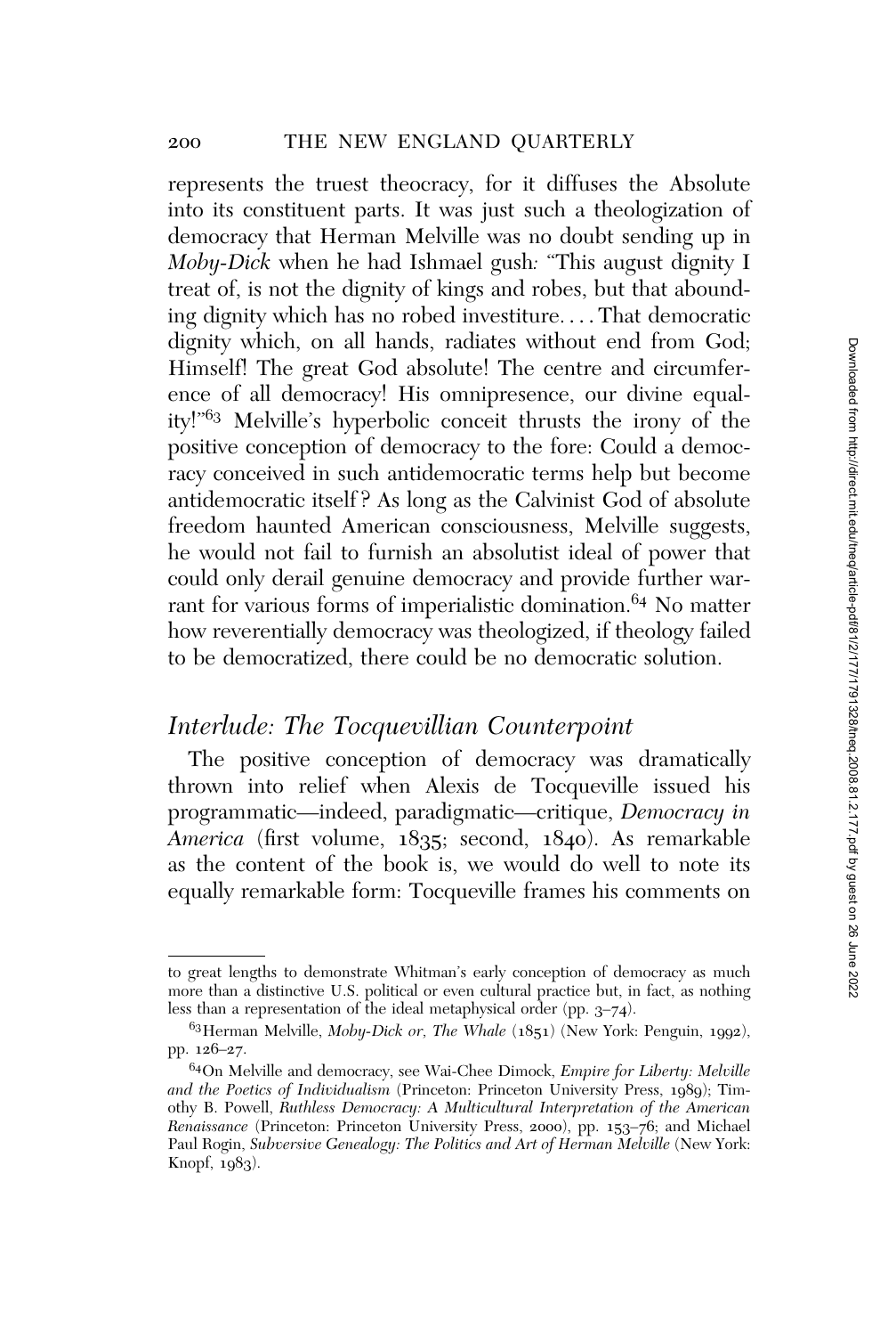represents the truest theocracy, for it diffuses the Absolute into its constituent parts. It was just such a theologization of democracy that Herman Melville was no doubt sending up in *Moby-Dick* when he had Ishmael gush: "This august dignity I treat of, is not the dignity of kings and robes, but that abounding dignity which has no robed investiture. . . . That democratic dignity which, on all hands, radiates without end from God; Himself! The great God absolute! The centre and circumference of all democracy! His omnipresence, our divine equality!"[63] Melville's hyperbolic conceit thrusts the irony of the positive conception of democracy to the fore: Could a democracy conceived in such antidemocratic terms help but become antidemocratic itself? As long as the Calvinist God of absolute freedom haunted American consciousness, Melville suggests, he would not fail to furnish an absolutist ideal of power that could only derail genuine democracy and provide further warrant for various forms of imperialistic domination.[64] No matter how reverentially democracy was theologized, if theology failed to be democratized, there could be no democratic solution.

## *Interlude: The Tocquevillian Counterpoint*

The positive conception of democracy was dramatically thrown into relief when Alexis de Tocqueville issued his programmatic—indeed, paradigmatic—critique, *Democracy in America* (first volume, 1835; second, 1840). As remarkable as the content of the book is, we would do well to note its equally remarkable form: Tocqueville frames his comments on

---

to great lengths to demonstrate Whitman's early conception of democracy as much more than a distinctive U.S. political or even cultural practice but, in fact, as nothing less than a representation of the ideal metaphysical order (pp. 3–74).

[63] Herman Melville, *Moby-Dick or, The Whale* (1851) (New York: Penguin, 1992), pp. 126–27.

[64] On Melville and democracy, see Wai-Chee Dimock, *Empire for Liberty: Melville and the Poetics of Individualism* (Princeton: Princeton University Press, 1989); Timothy B. Powell, *Ruthless Democracy: A Multicultural Interpretation of the American Renaissance* (Princeton: Princeton University Press, 2000), pp. 153–76; and Michael Paul Rogin, *Subversive Genealogy: The Politics and Art of Herman Melville* (New York: Knopf, 1983).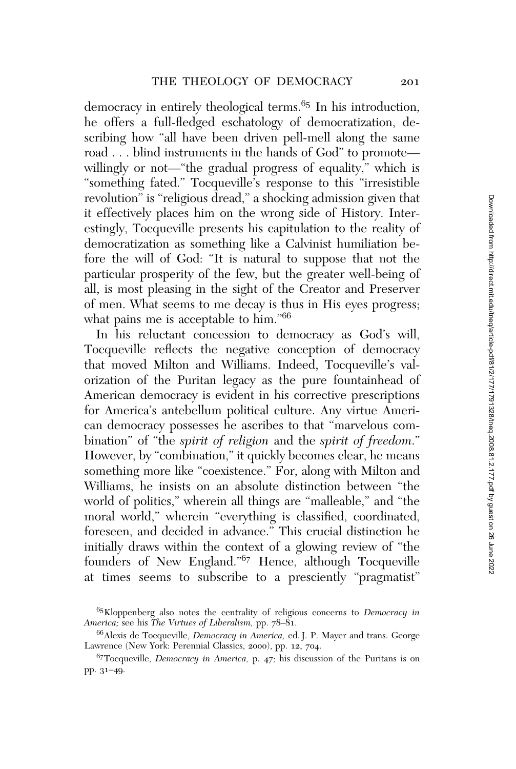democracy in entirely theological terms.[65] In his introduction, he offers a full-fledged eschatology of democratization, describing how "all have been driven pell-mell along the same road . . . blind instruments in the hands of God" to promote—willingly or not—"the gradual progress of equality," which is "something fated." Tocqueville's response to this "irresistible revolution" is "religious dread," a shocking admission given that it effectively places him on the wrong side of History. Interestingly, Tocqueville presents his capitulation to the reality of democratization as something like a Calvinist humiliation before the will of God: "It is natural to suppose that not the particular prosperity of the few, but the greater well-being of all, is most pleasing in the sight of the Creator and Preserver of men. What seems to me decay is thus in His eyes progress; what pains me is acceptable to him."[66]

In his reluctant concession to democracy as God's will, Tocqueville reflects the negative conception of democracy that moved Milton and Williams. Indeed, Tocqueville's valorization of the Puritan legacy as the pure fountainhead of American democracy is evident in his corrective prescriptions for America's antebellum political culture. Any virtue American democracy possesses he ascribes to that "marvelous combination" of "the *spirit of religion* and the *spirit of freedom*." However, by "combination," it quickly becomes clear, he means something more like "coexistence." For, along with Milton and Williams, he insists on an absolute distinction between "the world of politics," wherein all things are "malleable," and "the moral world," wherein "everything is classified, coordinated, foreseen, and decided in advance." This crucial distinction he initially draws within the context of a glowing review of "the founders of New England."[67] Hence, although Tocqueville at times seems to subscribe to a presciently "pragmatist"

[65] Kloppenberg also notes the centrality of religious concerns to *Democracy in America;* see his *The Virtues of Liberalism,* pp. 78–81.

[66] Alexis de Tocqueville, *Democracy in America,* ed. J. P. Mayer and trans. George Lawrence (New York: Perennial Classics, 2000), pp. 12, 704.

[67] Tocqueville, *Democracy in America,* p. 47; his discussion of the Puritans is on pp. 31–49.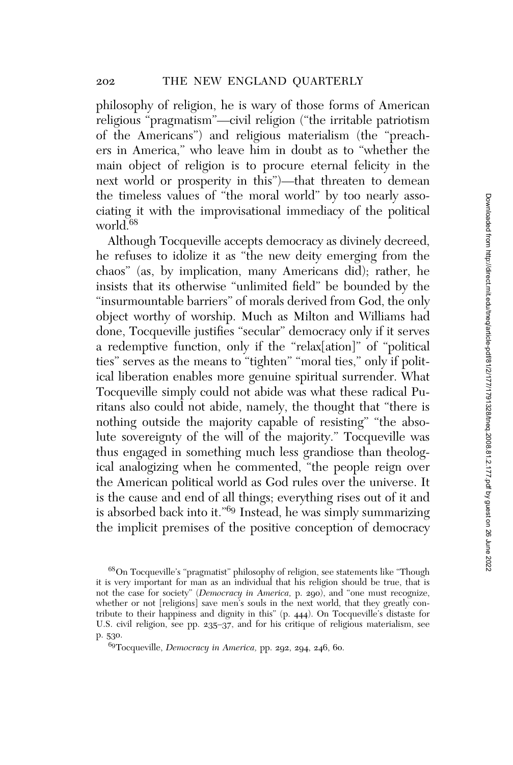philosophy of religion, he is wary of those forms of American religious "pragmatism"—civil religion ("the irritable patriotism of the Americans") and religious materialism (the "preachers in America," who leave him in doubt as to "whether the main object of religion is to procure eternal felicity in the next world or prosperity in this")—that threaten to demean the timeless values of "the moral world" by too nearly associating it with the improvisational immediacy of the political world.[68]

Although Tocqueville accepts democracy as divinely decreed, he refuses to idolize it as "the new deity emerging from the chaos" (as, by implication, many Americans did); rather, he insists that its otherwise "unlimited field" be bounded by the "insurmountable barriers" of morals derived from God, the only object worthy of worship. Much as Milton and Williams had done, Tocqueville justifies "secular" democracy only if it serves a redemptive function, only if the "relax[ation]" of "political ties" serves as the means to "tighten" "moral ties," only if political liberation enables more genuine spiritual surrender. What Tocqueville simply could not abide was what these radical Puritans also could not abide, namely, the thought that "there is nothing outside the majority capable of resisting" "the absolute sovereignty of the will of the majority." Tocqueville was thus engaged in something much less grandiose than theological analogizing when he commented, "the people reign over the American political world as God rules over the universe. It is the cause and end of all things; everything rises out of it and is absorbed back into it."[69] Instead, he was simply summarizing the implicit premises of the positive conception of democracy

[68]On Tocqueville's "pragmatist" philosophy of religion, see statements like "Though it is very important for man as an individual that his religion should be true, that is not the case for society" (*Democracy in America,* p. 290), and "one must recognize, whether or not [religions] save men's souls in the next world, that they greatly contribute to their happiness and dignity in this" (p. 444). On Tocqueville's distaste for U.S. civil religion, see pp. 235–37, and for his critique of religious materialism, see p. 530.

[69]Tocqueville, *Democracy in America,* pp. 292, 294, 246, 60.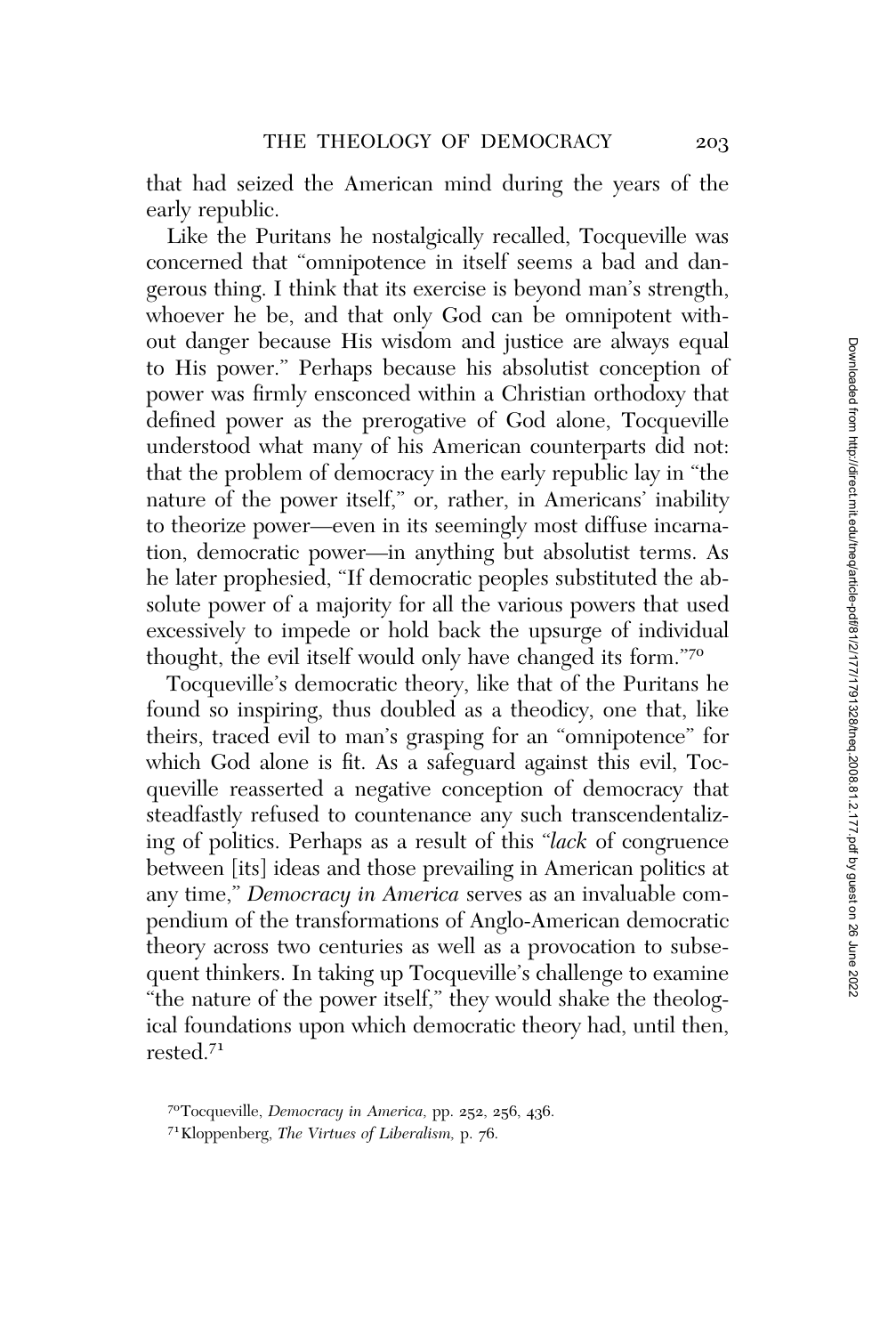that had seized the American mind during the years of the early republic.

Like the Puritans he nostalgically recalled, Tocqueville was concerned that "omnipotence in itself seems a bad and dangerous thing. I think that its exercise is beyond man's strength, whoever he be, and that only God can be omnipotent without danger because His wisdom and justice are always equal to His power." Perhaps because his absolutist conception of power was firmly ensconced within a Christian orthodoxy that defined power as the prerogative of God alone, Tocqueville understood what many of his American counterparts did not: that the problem of democracy in the early republic lay in "the nature of the power itself," or, rather, in Americans' inability to theorize power—even in its seemingly most diffuse incarnation, democratic power—in anything but absolutist terms. As he later prophesied, "If democratic peoples substituted the absolute power of a majority for all the various powers that used excessively to impede or hold back the upsurge of individual thought, the evil itself would only have changed its form."[70]

Tocqueville's democratic theory, like that of the Puritans he found so inspiring, thus doubled as a theodicy, one that, like theirs, traced evil to man's grasping for an "omnipotence" for which God alone is fit. As a safeguard against this evil, Tocqueville reasserted a negative conception of democracy that steadfastly refused to countenance any such transcendentalizing of politics. Perhaps as a result of this "*lack* of congruence between [its] ideas and those prevailing in American politics at any time," *Democracy in America* serves as an invaluable compendium of the transformations of Anglo-American democratic theory across two centuries as well as a provocation to subsequent thinkers. In taking up Tocqueville's challenge to examine "the nature of the power itself," they would shake the theological foundations upon which democratic theory had, until then, rested.[71]

[70] Tocqueville, *Democracy in America,* pp. 252, 256, 436.

[71] Kloppenberg, *The Virtues of Liberalism,* p. 76.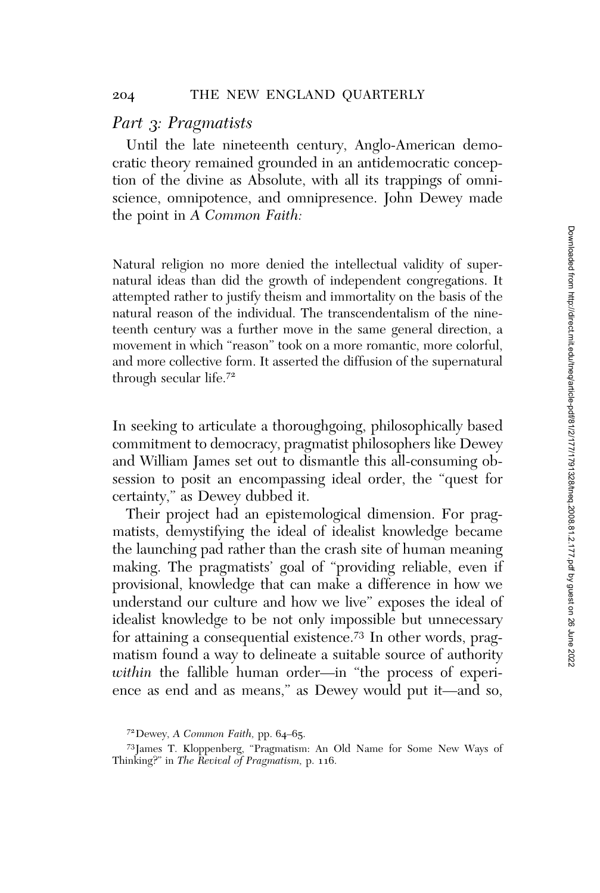## *Part 3: Pragmatists*

Until the late nineteenth century, Anglo-American democratic theory remained grounded in an antidemocratic conception of the divine as Absolute, with all its trappings of omniscience, omnipotence, and omnipresence. John Dewey made the point in *A Common Faith:*

> Natural religion no more denied the intellectual validity of supernatural ideas than did the growth of independent congregations. It attempted rather to justify theism and immortality on the basis of the natural reason of the individual. The transcendentalism of the nineteenth century was a further move in the same general direction, a movement in which "reason" took on a more romantic, more colorful, and more collective form. It asserted the diffusion of the supernatural through secular life.[72]

In seeking to articulate a thoroughgoing, philosophically based commitment to democracy, pragmatist philosophers like Dewey and William James set out to dismantle this all-consuming obsession to posit an encompassing ideal order, the "quest for certainty," as Dewey dubbed it.

Their project had an epistemological dimension. For pragmatists, demystifying the ideal of idealist knowledge became the launching pad rather than the crash site of human meaning making. The pragmatists' goal of "providing reliable, even if provisional, knowledge that can make a difference in how we understand our culture and how we live" exposes the ideal of idealist knowledge to be not only impossible but unnecessary for attaining a consequential existence.[73] In other words, pragmatism found a way to delineate a suitable source of authority *within* the fallible human order—in "the process of experience as end and as means," as Dewey would put it—and so,

[72] Dewey, *A Common Faith,* pp. 64–65.

[73] James T. Kloppenberg, "Pragmatism: An Old Name for Some New Ways of Thinking?" in *The Revival of Pragmatism,* p. 116.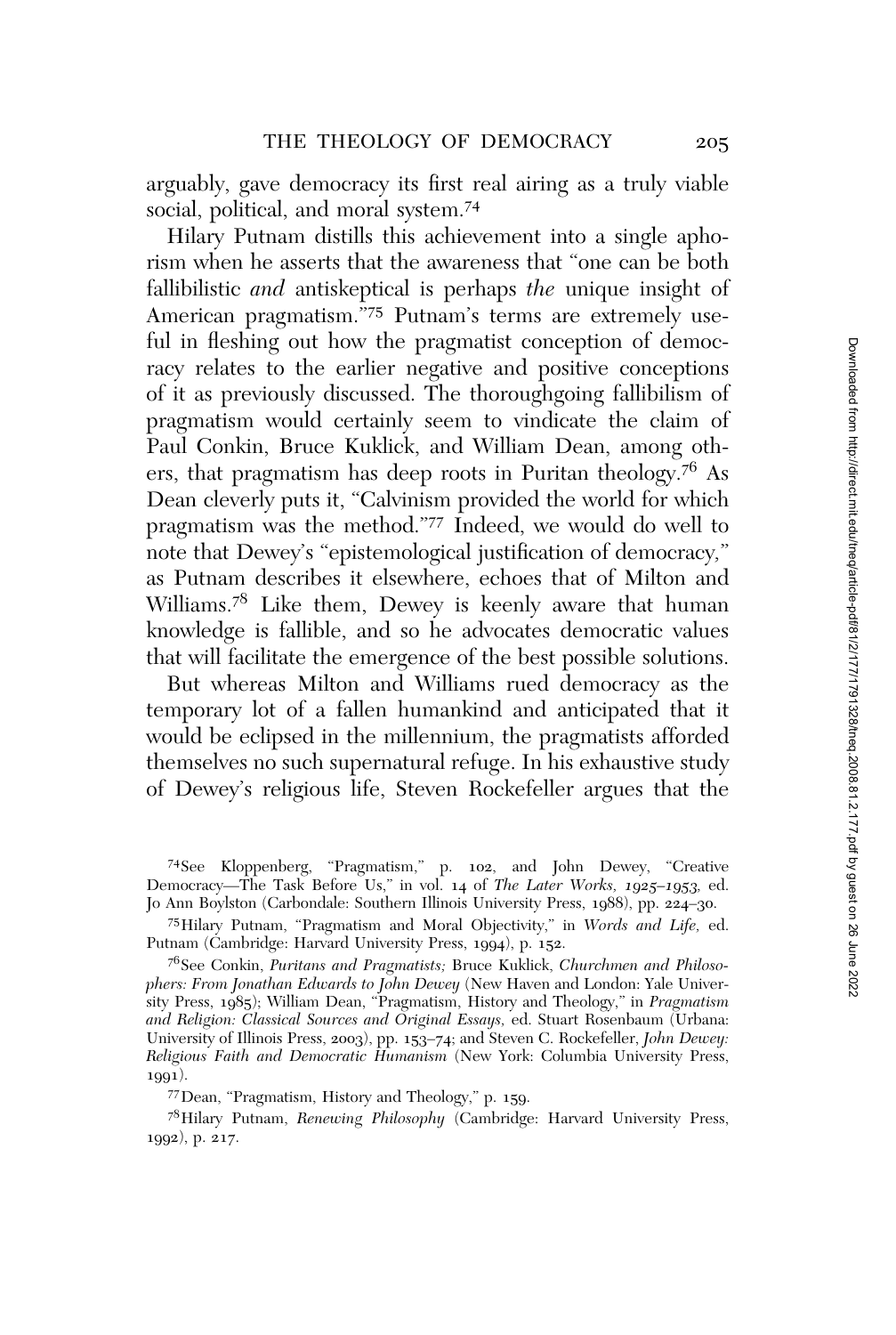arguably, gave democracy its first real airing as a truly viable social, political, and moral system.[74]

Hilary Putnam distills this achievement into a single aphorism when he asserts that the awareness that "one can be both fallibilistic *and* antiskeptical is perhaps *the* unique insight of American pragmatism."[75] Putnam's terms are extremely useful in fleshing out how the pragmatist conception of democracy relates to the earlier negative and positive conceptions of it as previously discussed. The thoroughgoing fallibilism of pragmatism would certainly seem to vindicate the claim of Paul Conkin, Bruce Kuklick, and William Dean, among others, that pragmatism has deep roots in Puritan theology.[76] As Dean cleverly puts it, "Calvinism provided the world for which pragmatism was the method."[77] Indeed, we would do well to note that Dewey's "epistemological justification of democracy," as Putnam describes it elsewhere, echoes that of Milton and Williams.[78] Like them, Dewey is keenly aware that human knowledge is fallible, and so he advocates democratic values that will facilitate the emergence of the best possible solutions.

But whereas Milton and Williams rued democracy as the temporary lot of a fallen humankind and anticipated that it would be eclipsed in the millennium, the pragmatists afforded themselves no such supernatural refuge. In his exhaustive study of Dewey's religious life, Steven Rockefeller argues that the

---

[74] See Kloppenberg, "Pragmatism," p. 102, and John Dewey, "Creative Democracy—The Task Before Us," in vol. 14 of *The Later Works, 1925–1953,* ed. Jo Ann Boylston (Carbondale: Southern Illinois University Press, 1988), pp. 224–30.

[75] Hilary Putnam, "Pragmatism and Moral Objectivity," in *Words and Life,* ed. Putnam (Cambridge: Harvard University Press, 1994), p. 152.

[76] See Conkin, *Puritans and Pragmatists;* Bruce Kuklick, *Churchmen and Philosophers: From Jonathan Edwards to John Dewey* (New Haven and London: Yale University Press, 1985); William Dean, "Pragmatism, History and Theology," in *Pragmatism and Religion: Classical Sources and Original Essays,* ed. Stuart Rosenbaum (Urbana: University of Illinois Press, 2003), pp. 153–74; and Steven C. Rockefeller, *John Dewey: Religious Faith and Democratic Humanism* (New York: Columbia University Press, 1991).

[77] Dean, "Pragmatism, History and Theology," p. 159.

[78] Hilary Putnam, *Renewing Philosophy* (Cambridge: Harvard University Press, 1992), p. 217.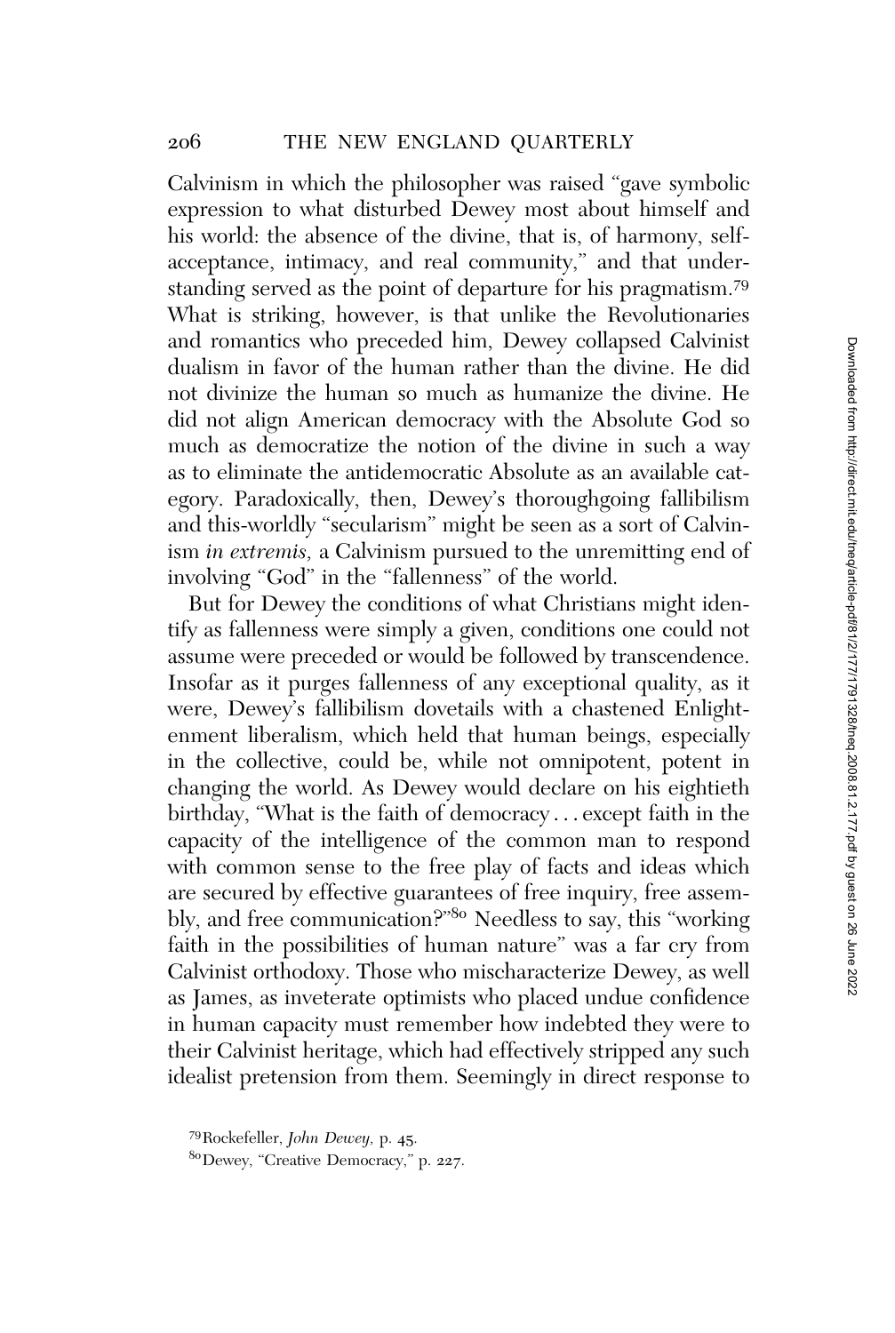Calvinism in which the philosopher was raised "gave symbolic expression to what disturbed Dewey most about himself and his world: the absence of the divine, that is, of harmony, self-acceptance, intimacy, and real community," and that understanding served as the point of departure for his pragmatism.[79] What is striking, however, is that unlike the Revolutionaries and romantics who preceded him, Dewey collapsed Calvinist dualism in favor of the human rather than the divine. He did not divinize the human so much as humanize the divine. He did not align American democracy with the Absolute God so much as democratize the notion of the divine in such a way as to eliminate the antidemocratic Absolute as an available category. Paradoxically, then, Dewey's thoroughgoing fallibilism and this-worldly "secularism" might be seen as a sort of Calvinism *in extremis,* a Calvinism pursued to the unremitting end of involving "God" in the "fallenness" of the world.

But for Dewey the conditions of what Christians might identify as fallenness were simply a given, conditions one could not assume were preceded or would be followed by transcendence. Insofar as it purges fallenness of any exceptional quality, as it were, Dewey's fallibilism dovetails with a chastened Enlightenment liberalism, which held that human beings, especially in the collective, could be, while not omnipotent, potent in changing the world. As Dewey would declare on his eightieth birthday, "What is the faith of democracy . . . except faith in the capacity of the intelligence of the common man to respond with common sense to the free play of facts and ideas which are secured by effective guarantees of free inquiry, free assembly, and free communication?"[80] Needless to say, this "working faith in the possibilities of human nature" was a far cry from Calvinist orthodoxy. Those who mischaracterize Dewey, as well as James, as inveterate optimists who placed undue confidence in human capacity must remember how indebted they were to their Calvinist heritage, which had effectively stripped any such idealist pretension from them. Seemingly in direct response to

[79] Rockefeller, *John Dewey,* p. 45.

[80] Dewey, "Creative Democracy," p. 227.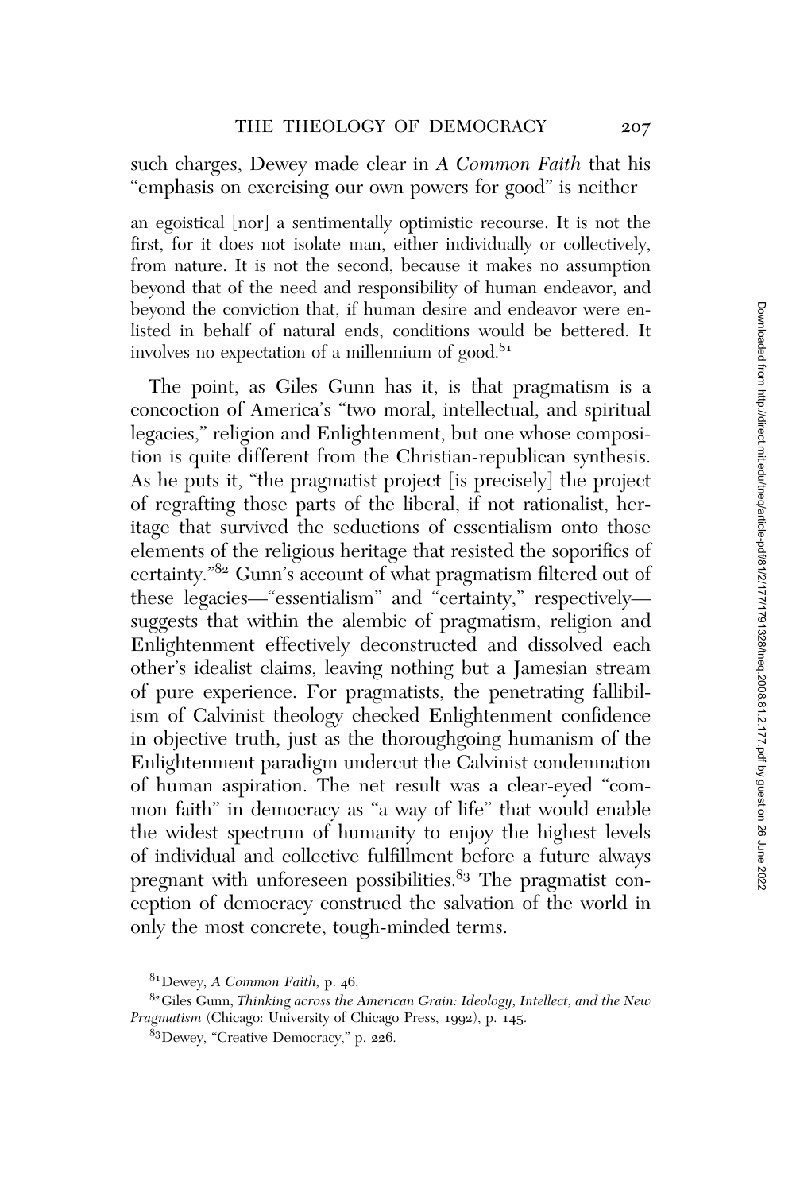such charges, Dewey made clear in *A Common Faith* that his "emphasis on exercising our own powers for good" is neither

> an egoistical [nor] a sentimentally optimistic recourse. It is not the first, for it does not isolate man, either individually or collectively, from nature. It is not the second, because it makes no assumption beyond that of the need and responsibility of human endeavor, and beyond the conviction that, if human desire and endeavor were enlisted in behalf of natural ends, conditions would be bettered. It involves no expectation of a millennium of good.[81]

The point, as Giles Gunn has it, is that pragmatism is a concoction of America's "two moral, intellectual, and spiritual legacies," religion and Enlightenment, but one whose composition is quite different from the Christian-republican synthesis. As he puts it, "the pragmatist project [is precisely] the project of regrafting those parts of the liberal, if not rationalist, heritage that survived the seductions of essentialism onto those elements of the religious heritage that resisted the soporifics of certainty."[82] Gunn's account of what pragmatism filtered out of these legacies—"essentialism" and "certainty," respectively—suggests that within the alembic of pragmatism, religion and Enlightenment effectively deconstructed and dissolved each other's idealist claims, leaving nothing but a Jamesian stream of pure experience. For pragmatists, the penetrating fallibilism of Calvinist theology checked Enlightenment confidence in objective truth, just as the thoroughgoing humanism of the Enlightenment paradigm undercut the Calvinist condemnation of human aspiration. The net result was a clear-eyed "common faith" in democracy as "a way of life" that would enable the widest spectrum of humanity to enjoy the highest levels of individual and collective fulfillment before a future always pregnant with unforeseen possibilities.[83] The pragmatist conception of democracy construed the salvation of the world in only the most concrete, tough-minded terms.

---

[81] Dewey, *A Common Faith,* p. 46.

[82] Giles Gunn, *Thinking across the American Grain: Ideology, Intellect, and the New Pragmatism* (Chicago: University of Chicago Press, 1992), p. 145.

[83] Dewey, "Creative Democracy," p. 226.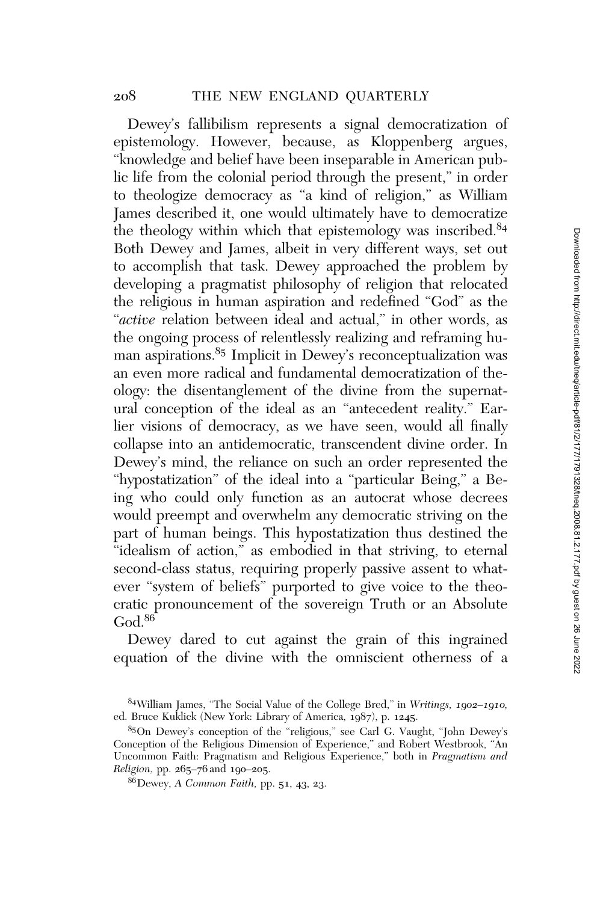Dewey's fallibilism represents a signal democratization of epistemology. However, because, as Kloppenberg argues, "knowledge and belief have been inseparable in American public life from the colonial period through the present," in order to theologize democracy as "a kind of religion," as William James described it, one would ultimately have to democratize the theology within which that epistemology was inscribed.[84] Both Dewey and James, albeit in very different ways, set out to accomplish that task. Dewey approached the problem by developing a pragmatist philosophy of religion that relocated the religious in human aspiration and redefined "God" as the "*active* relation between ideal and actual," in other words, as the ongoing process of relentlessly realizing and reframing human aspirations.[85] Implicit in Dewey's reconceptualization was an even more radical and fundamental democratization of theology: the disentanglement of the divine from the supernatural conception of the ideal as an "antecedent reality." Earlier visions of democracy, as we have seen, would all finally collapse into an antidemocratic, transcendent divine order. In Dewey's mind, the reliance on such an order represented the "hypostatization" of the ideal into a "particular Being," a Being who could only function as an autocrat whose decrees would preempt and overwhelm any democratic striving on the part of human beings. This hypostatization thus destined the "idealism of action," as embodied in that striving, to eternal second-class status, requiring properly passive assent to whatever "system of beliefs" purported to give voice to the theocratic pronouncement of the sovereign Truth or an Absolute God.[86]

Dewey dared to cut against the grain of this ingrained equation of the divine with the omniscient otherness of a

[84] William James, "The Social Value of the College Bred," in *Writings, 1902–1910,* ed. Bruce Kuklick (New York: Library of America, 1987), p. 1245.

[85] On Dewey's conception of the "religious," see Carl G. Vaught, "John Dewey's Conception of the Religious Dimension of Experience," and Robert Westbrook, "An Uncommon Faith: Pragmatism and Religious Experience," both in *Pragmatism and Religion,* pp. 265–76 and 190–205.

[86] Dewey, *A Common Faith,* pp. 51, 43, 23.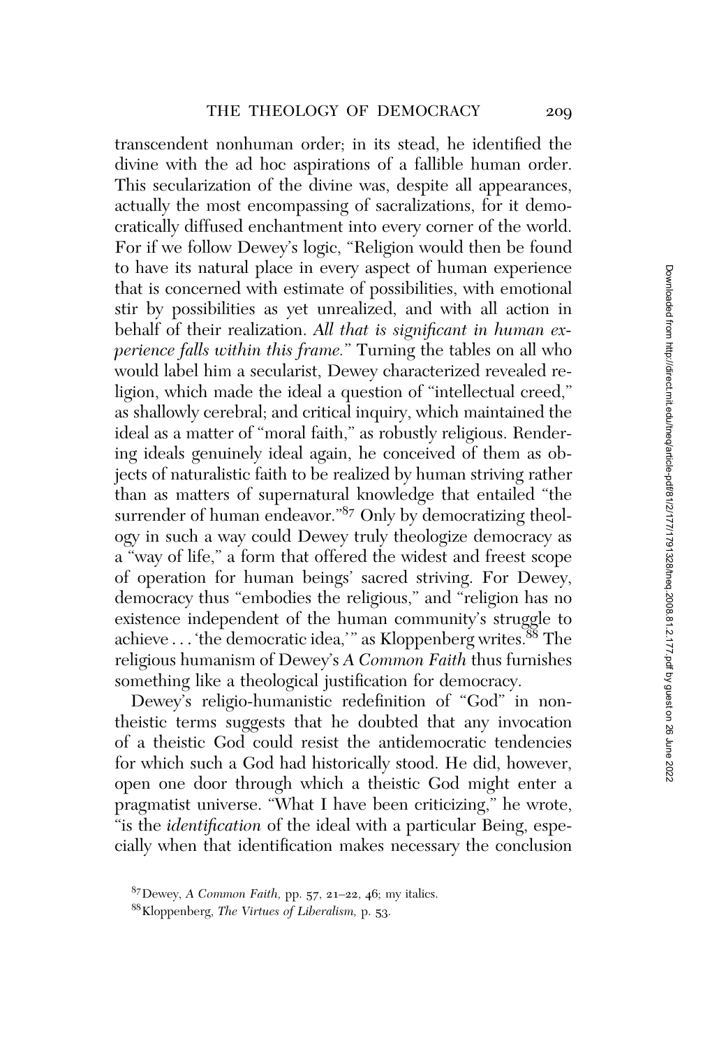transcendent nonhuman order; in its stead, he identified the divine with the ad hoc aspirations of a fallible human order. This secularization of the divine was, despite all appearances, actually the most encompassing of sacralizations, for it democratically diffused enchantment into every corner of the world. For if we follow Dewey's logic, "Religion would then be found to have its natural place in every aspect of human experience that is concerned with estimate of possibilities, with emotional stir by possibilities as yet unrealized, and with all action in behalf of their realization. *All that is significant in human experience falls within this frame.*" Turning the tables on all who would label him a secularist, Dewey characterized revealed religion, which made the ideal a question of "intellectual creed," as shallowly cerebral; and critical inquiry, which maintained the ideal as a matter of "moral faith," as robustly religious. Rendering ideals genuinely ideal again, he conceived of them as objects of naturalistic faith to be realized by human striving rather than as matters of supernatural knowledge that entailed "the surrender of human endeavor."[87] Only by democratizing theology in such a way could Dewey truly theologize democracy as a "way of life," a form that offered the widest and freest scope of operation for human beings' sacred striving. For Dewey, democracy thus "embodies the religious," and "religion has no existence independent of the human community's struggle to achieve . . . 'the democratic idea,'" as Kloppenberg writes.[88] The religious humanism of Dewey's *A Common Faith* thus furnishes something like a theological justification for democracy.

Dewey's religio-humanistic redefinition of "God" in nontheistic terms suggests that he doubted that any invocation of a theistic God could resist the antidemocratic tendencies for which such a God had historically stood. He did, however, open one door through which a theistic God might enter a pragmatist universe. "What I have been criticizing," he wrote, "is the *identification* of the ideal with a particular Being, especially when that identification makes necessary the conclusion

[87] Dewey, *A Common Faith*, pp. 57, 21–22, 46; my italics.

[88] Kloppenberg, *The Virtues of Liberalism*, p. 53.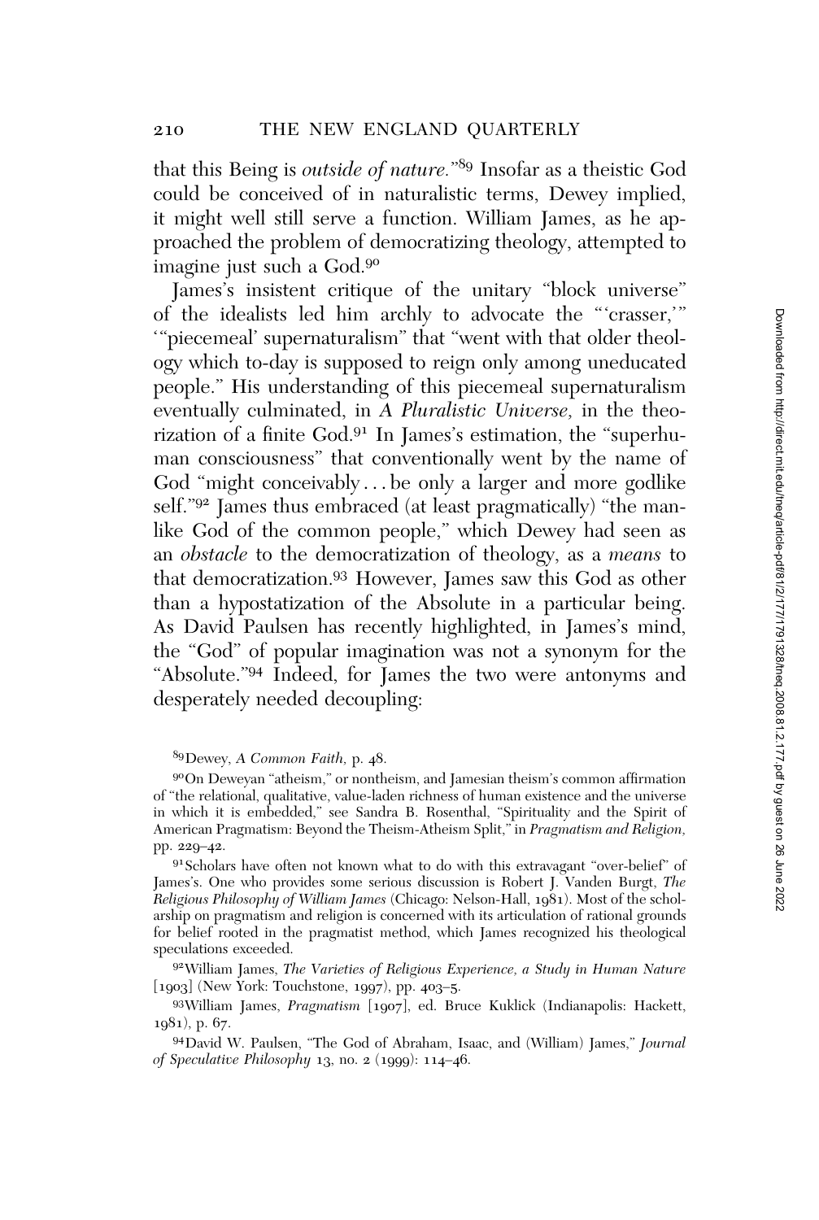that this Being is *outside of nature*."[89] Insofar as a theistic God could be conceived of in naturalistic terms, Dewey implied, it might well still serve a function. William James, as he approached the problem of democratizing theology, attempted to imagine just such a God.[90]

James's insistent critique of the unitary "block universe" of the idealists led him archly to advocate the "'crasser,'" '"piecemeal' supernaturalism" that "went with that older theology which to-day is supposed to reign only among uneducated people." His understanding of this piecemeal supernaturalism eventually culminated, in *A Pluralistic Universe,* in the theorization of a finite God.[91] In James's estimation, the "superhuman consciousness" that conventionally went by the name of God "might conceivably . . . be only a larger and more godlike self."[92] James thus embraced (at least pragmatically) "the man-like God of the common people," which Dewey had seen as an *obstacle* to the democratization of theology, as a *means* to that democratization.[93] However, James saw this God as other than a hypostatization of the Absolute in a particular being. As David Paulsen has recently highlighted, in James's mind, the "God" of popular imagination was not a synonym for the "Absolute."[94] Indeed, for James the two were antonyms and desperately needed decoupling:

[89]Dewey, *A Common Faith,* p. 48.

[90]On Deweyan "atheism," or nontheism, and Jamesian theism's common affirmation of "the relational, qualitative, value-laden richness of human existence and the universe in which it is embedded," see Sandra B. Rosenthal, "Spirituality and the Spirit of American Pragmatism: Beyond the Theism-Atheism Split," in *Pragmatism and Religion,* pp. 229–42.

[91]Scholars have often not known what to do with this extravagant "over-belief" of James's. One who provides some serious discussion is Robert J. Vanden Burgt, *The Religious Philosophy of William James* (Chicago: Nelson-Hall, 1981). Most of the scholarship on pragmatism and religion is concerned with its articulation of rational grounds for belief rooted in the pragmatist method, which James recognized his theological speculations exceeded.

[92]William James, *The Varieties of Religious Experience, a Study in Human Nature* [1903] (New York: Touchstone, 1997), pp. 403–5.

[93]William James, *Pragmatism* [1907], ed. Bruce Kuklick (Indianapolis: Hackett, 1981), p. 67.

[94]David W. Paulsen, "The God of Abraham, Isaac, and (William) James," *Journal of Speculative Philosophy* 13, no. 2 (1999): 114–46.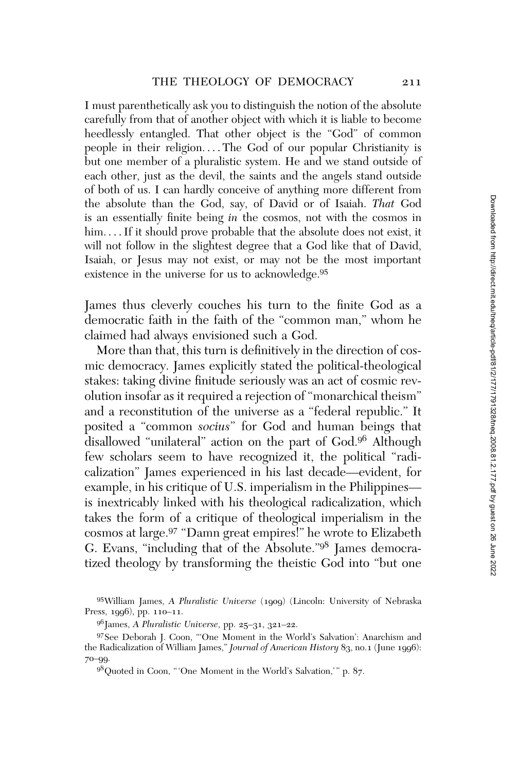I must parenthetically ask you to distinguish the notion of the absolute carefully from that of another object with which it is liable to become heedlessly entangled. That other object is the "God" of common people in their religion. . . . The God of our popular Christianity is but one member of a pluralistic system. He and we stand outside of each other, just as the devil, the saints and the angels stand outside of both of us. I can hardly conceive of anything more different from the absolute than the God, say, of David or of Isaiah. *That* God is an essentially finite being *in* the cosmos, not with the cosmos in him. . . . If it should prove probable that the absolute does not exist, it will not follow in the slightest degree that a God like that of David, Isaiah, or Jesus may not exist, or may not be the most important existence in the universe for us to acknowledge.[95]

James thus cleverly couches his turn to the finite God as a democratic faith in the faith of the "common man," whom he claimed had always envisioned such a God.

More than that, this turn is definitively in the direction of cosmic democracy. James explicitly stated the political-theological stakes: taking divine finitude seriously was an act of cosmic revolution insofar as it required a rejection of "monarchical theism" and a reconstitution of the universe as a "federal republic." It posited a "common *socius*" for God and human beings that disallowed "unilateral" action on the part of God.[96] Although few scholars seem to have recognized it, the political "radicalization" James experienced in his last decade—evident, for example, in his critique of U.S. imperialism in the Philippines—is inextricably linked with his theological radicalization, which takes the form of a critique of theological imperialism in the cosmos at large.[97] "Damn great empires!" he wrote to Elizabeth G. Evans, "including that of the Absolute."[98] James democratized theology by transforming the theistic God into "but one

[95]William James, *A Pluralistic Universe* (1909) (Lincoln: University of Nebraska Press, 1996), pp. 110–11.

[96]James, *A Pluralistic Universe*, pp. 25–31, 321–22.

[97]See Deborah J. Coon, "'One Moment in the World's Salvation': Anarchism and the Radicalization of William James," *Journal of American History* 83, no.1 (June 1996): 70–99.

[98]Quoted in Coon, "'One Moment in the World's Salvation,'" p. 87.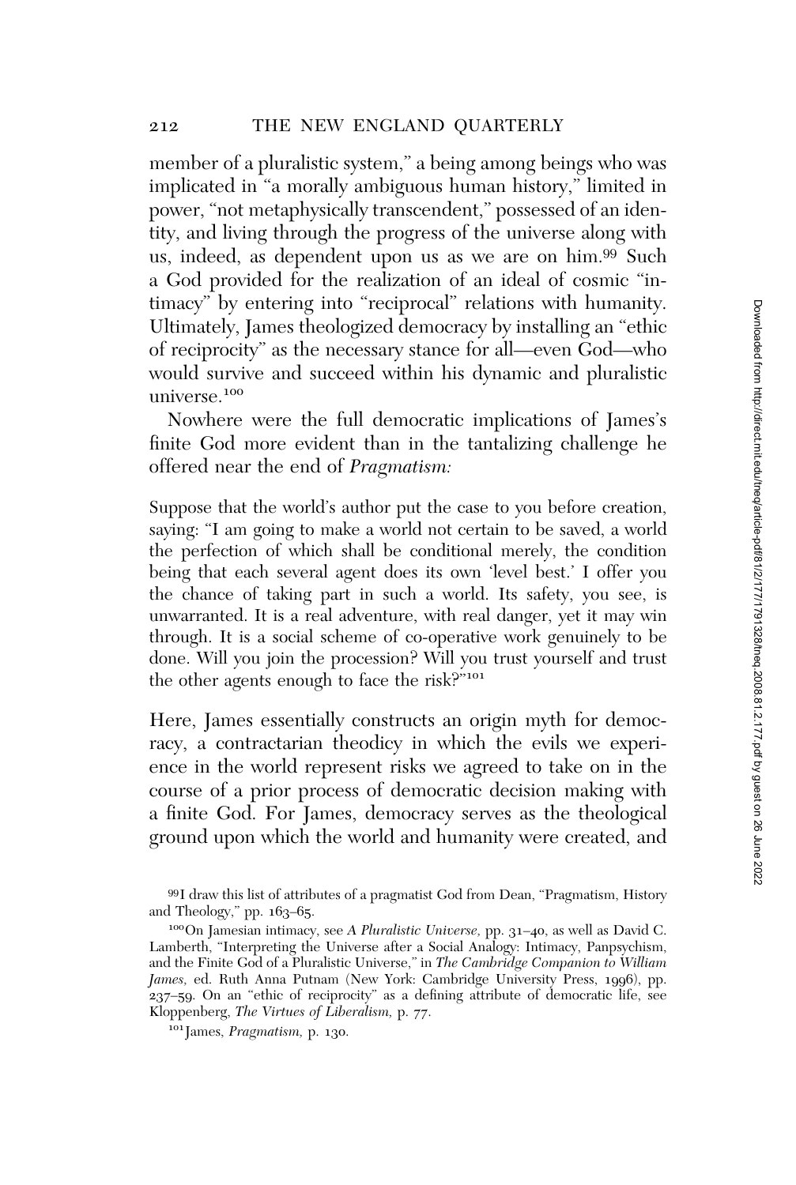member of a pluralistic system," a being among beings who was implicated in "a morally ambiguous human history," limited in power, "not metaphysically transcendent," possessed of an identity, and living through the progress of the universe along with us, indeed, as dependent upon us as we are on him.[99] Such a God provided for the realization of an ideal of cosmic "intimacy" by entering into "reciprocal" relations with humanity. Ultimately, James theologized democracy by installing an "ethic of reciprocity" as the necessary stance for all—even God—who would survive and succeed within his dynamic and pluralistic universe.[100]

Nowhere were the full democratic implications of James's finite God more evident than in the tantalizing challenge he offered near the end of *Pragmatism:*

> Suppose that the world's author put the case to you before creation, saying: "I am going to make a world not certain to be saved, a world the perfection of which shall be conditional merely, the condition being that each several agent does its own 'level best.' I offer you the chance of taking part in such a world. Its safety, you see, is unwarranted. It is a real adventure, with real danger, yet it may win through. It is a social scheme of co-operative work genuinely to be done. Will you join the procession? Will you trust yourself and trust the other agents enough to face the risk?"[101]

Here, James essentially constructs an origin myth for democracy, a contractarian theodicy in which the evils we experience in the world represent risks we agreed to take on in the course of a prior process of democratic decision making with a finite God. For James, democracy serves as the theological ground upon which the world and humanity were created, and

---

[99]I draw this list of attributes of a pragmatist God from Dean, "Pragmatism, History and Theology," pp. 163–65.

[100]On Jamesian intimacy, see *A Pluralistic Universe,* pp. 31–40, as well as David C. Lamberth, "Interpreting the Universe after a Social Analogy: Intimacy, Panpsychism, and the Finite God of a Pluralistic Universe," in *The Cambridge Companion to William James,* ed. Ruth Anna Putnam (New York: Cambridge University Press, 1996), pp. 237–59. On an "ethic of reciprocity" as a defining attribute of democratic life, see Kloppenberg, *The Virtues of Liberalism,* p. 77.

[101]James, *Pragmatism,* p. 130.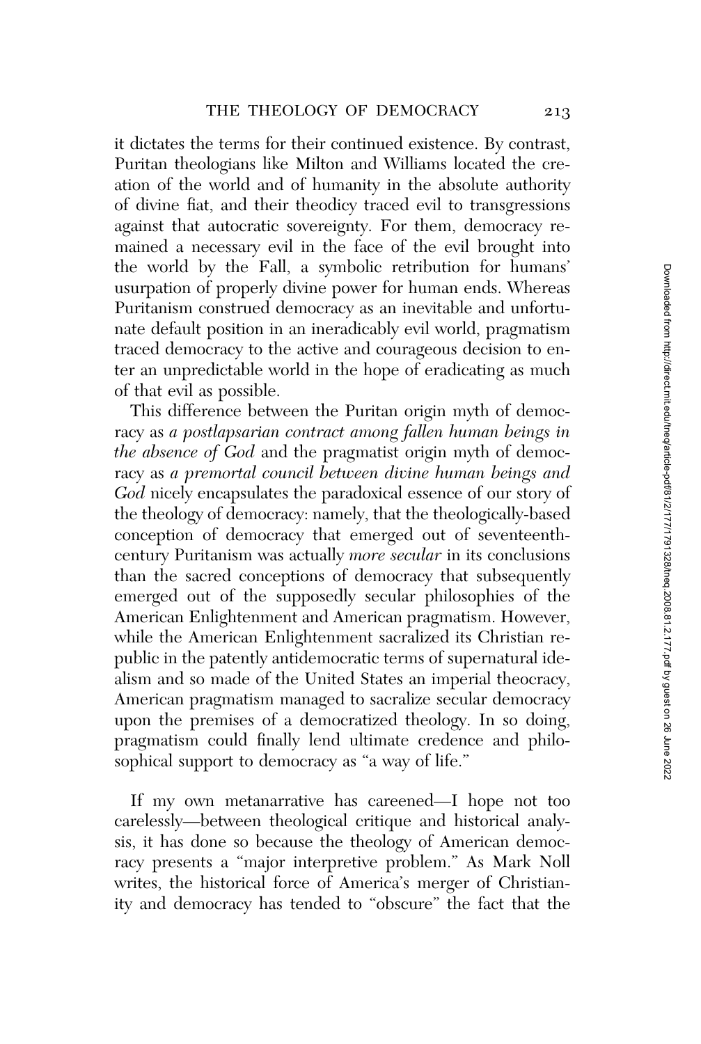it dictates the terms for their continued existence. By contrast, Puritan theologians like Milton and Williams located the creation of the world and of humanity in the absolute authority of divine fiat, and their theodicy traced evil to transgressions against that autocratic sovereignty. For them, democracy remained a necessary evil in the face of the evil brought into the world by the Fall, a symbolic retribution for humans' usurpation of properly divine power for human ends. Whereas Puritanism construed democracy as an inevitable and unfortunate default position in an ineradicably evil world, pragmatism traced democracy to the active and courageous decision to enter an unpredictable world in the hope of eradicating as much of that evil as possible.

This difference between the Puritan origin myth of democracy as *a postlapsarian contract among fallen human beings in the absence of God* and the pragmatist origin myth of democracy as *a premortal council between divine human beings and God* nicely encapsulates the paradoxical essence of our story of the theology of democracy: namely, that the theologically-based conception of democracy that emerged out of seventeenth-century Puritanism was actually *more secular* in its conclusions than the sacred conceptions of democracy that subsequently emerged out of the supposedly secular philosophies of the American Enlightenment and American pragmatism. However, while the American Enlightenment sacralized its Christian republic in the patently antidemocratic terms of supernatural idealism and so made of the United States an imperial theocracy, American pragmatism managed to sacralize secular democracy upon the premises of a democratized theology. In so doing, pragmatism could finally lend ultimate credence and philosophical support to democracy as "a way of life."

If my own metanarrative has careened—I hope not too carelessly—between theological critique and historical analysis, it has done so because the theology of American democracy presents a "major interpretive problem." As Mark Noll writes, the historical force of America's merger of Christianity and democracy has tended to "obscure" the fact that the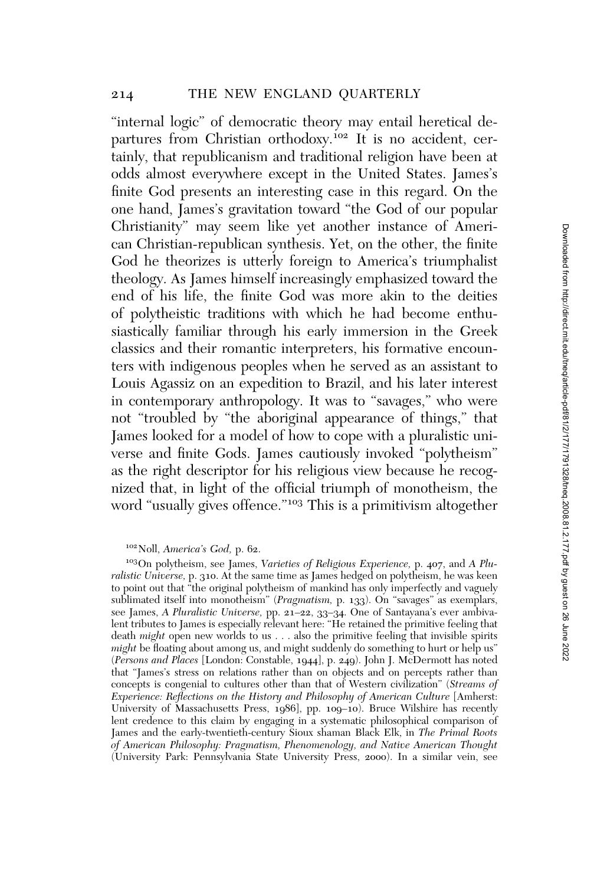"internal logic" of democratic theory may entail heretical departures from Christian orthodoxy.[102] It is no accident, certainly, that republicanism and traditional religion have been at odds almost everywhere except in the United States. James's finite God presents an interesting case in this regard. On the one hand, James's gravitation toward "the God of our popular Christianity" may seem like yet another instance of American Christian-republican synthesis. Yet, on the other, the finite God he theorizes is utterly foreign to America's triumphalist theology. As James himself increasingly emphasized toward the end of his life, the finite God was more akin to the deities of polytheistic traditions with which he had become enthusiastically familiar through his early immersion in the Greek classics and their romantic interpreters, his formative encounters with indigenous peoples when he served as an assistant to Louis Agassiz on an expedition to Brazil, and his later interest in contemporary anthropology. It was to "savages," who were not "troubled by "the aboriginal appearance of things," that James looked for a model of how to cope with a pluralistic universe and finite Gods. James cautiously invoked "polytheism" as the right descriptor for his religious view because he recognized that, in light of the official triumph of monotheism, the word "usually gives offence."[103] This is a primitivism altogether

[102] Noll, *America's God,* p. 62.

[103] On polytheism, see James, *Varieties of Religious Experience,* p. 407, and *A Pluralistic Universe,* p. 310. At the same time as James hedged on polytheism, he was keen to point out that "the original polytheism of mankind has only imperfectly and vaguely sublimated itself into monotheism" (*Pragmatism,* p. 133). On "savages" as exemplars, see James, *A Pluralistic Universe,* pp. 21–22, 33–34. One of Santayana's ever ambivalent tributes to James is especially relevant here: "He retained the primitive feeling that death *might* open new worlds to us . . . also the primitive feeling that invisible spirits *might* be floating about among us, and might suddenly do something to hurt or help us" (*Persons and Places* [London: Constable, 1944], p. 249). John J. McDermott has noted that "James's stress on relations rather than on objects and on percepts rather than concepts is congenial to cultures other than that of Western civilization" (*Streams of Experience: Reflections on the History and Philosophy of American Culture* [Amherst: University of Massachusetts Press, 1986], pp. 109–10). Bruce Wilshire has recently lent credence to this claim by engaging in a systematic philosophical comparison of James and the early-twentieth-century Sioux shaman Black Elk, in *The Primal Roots of American Philosophy: Pragmatism, Phenomenology, and Native American Thought* (University Park: Pennsylvania State University Press, 2000). In a similar vein, see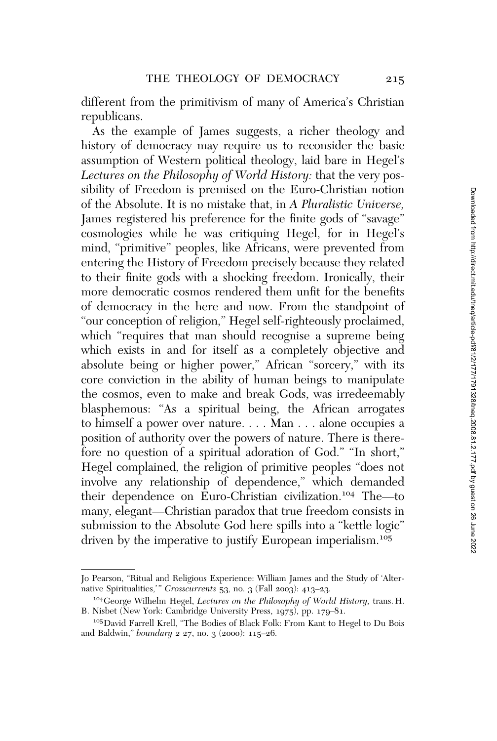different from the primitivism of many of America's Christian republicans.

As the example of James suggests, a richer theology and history of democracy may require us to reconsider the basic assumption of Western political theology, laid bare in Hegel's *Lectures on the Philosophy of World History:* that the very possibility of Freedom is premised on the Euro-Christian notion of the Absolute. It is no mistake that, in *A Pluralistic Universe,* James registered his preference for the finite gods of "savage" cosmologies while he was critiquing Hegel, for in Hegel's mind, "primitive" peoples, like Africans, were prevented from entering the History of Freedom precisely because they related to their finite gods with a shocking freedom. Ironically, their more democratic cosmos rendered them unfit for the benefits of democracy in the here and now. From the standpoint of "our conception of religion," Hegel self-righteously proclaimed, which "requires that man should recognise a supreme being which exists in and for itself as a completely objective and absolute being or higher power," African "sorcery," with its core conviction in the ability of human beings to manipulate the cosmos, even to make and break Gods, was irredeemably blasphemous: "As a spiritual being, the African arrogates to himself a power over nature. . . . Man . . . alone occupies a position of authority over the powers of nature. There is therefore no question of a spiritual adoration of God." "In short," Hegel complained, the religion of primitive peoples "does not involve any relationship of dependence," which demanded their dependence on Euro-Christian civilization.[104] The—to many, elegant—Christian paradox that true freedom consists in submission to the Absolute God here spills into a "kettle logic" driven by the imperative to justify European imperialism.[105]

---

Jo Pearson, "Ritual and Religious Experience: William James and the Study of 'Alternative Spiritualities,'" *Crosscurrents* 53, no. 3 (Fall 2003): 413–23.

[104] George Wilhelm Hegel, *Lectures on the Philosophy of World History,* trans. H. B. Nisbet (New York: Cambridge University Press, 1975), pp. 179–81.

[105] David Farrell Krell, "The Bodies of Black Folk: From Kant to Hegel to Du Bois and Baldwin," *boundary 2* 27, no. 3 (2000): 115–26.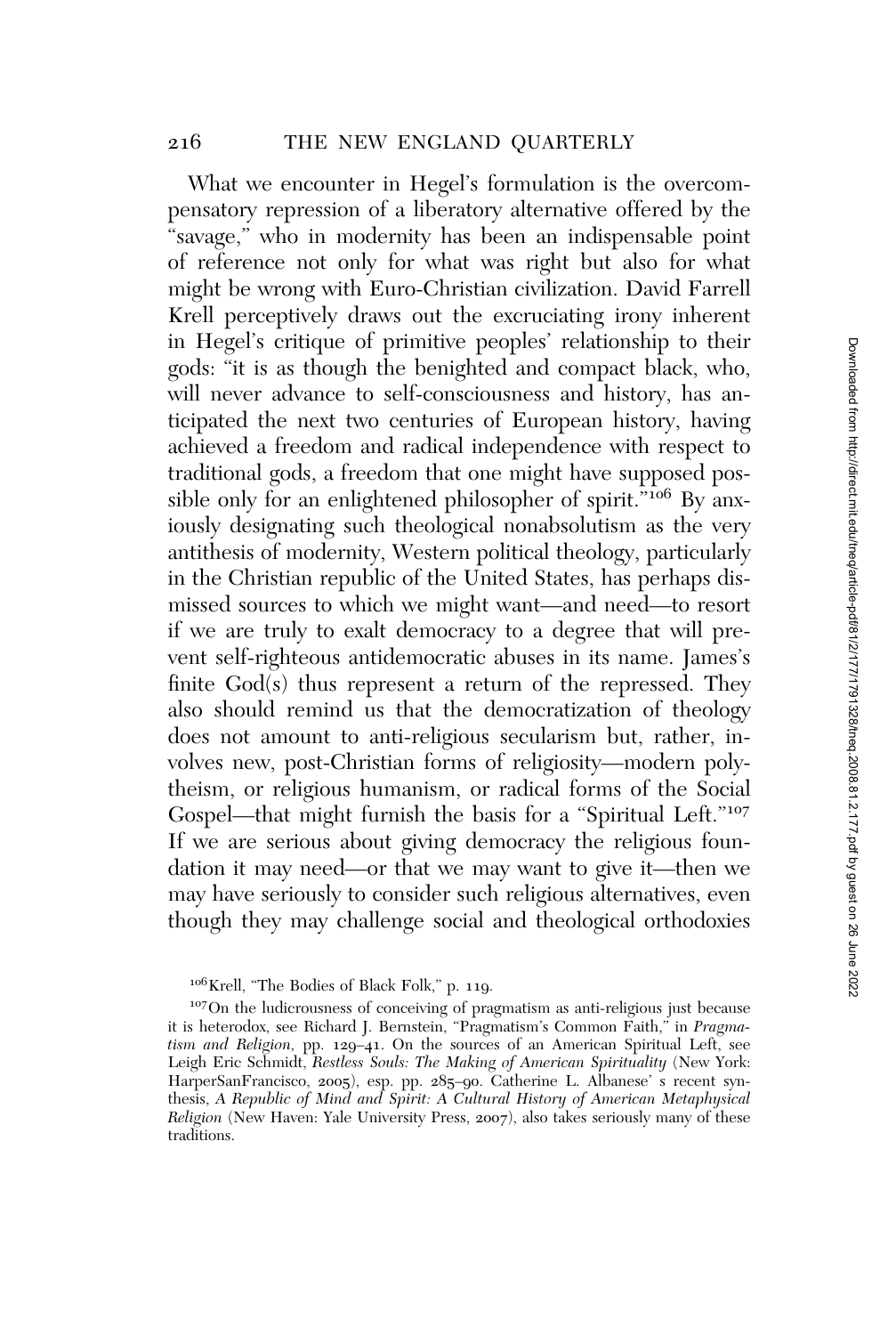What we encounter in Hegel's formulation is the overcompensatory repression of a liberatory alternative offered by the "savage," who in modernity has been an indispensable point of reference not only for what was right but also for what might be wrong with Euro-Christian civilization. David Farrell Krell perceptively draws out the excruciating irony inherent in Hegel's critique of primitive peoples' relationship to their gods: "it is as though the benighted and compact black, who, will never advance to self-consciousness and history, has anticipated the next two centuries of European history, having achieved a freedom and radical independence with respect to traditional gods, a freedom that one might have supposed possible only for an enlightened philosopher of spirit."[106] By anxiously designating such theological nonabsolutism as the very antithesis of modernity, Western political theology, particularly in the Christian republic of the United States, has perhaps dismissed sources to which we might want—and need—to resort if we are truly to exalt democracy to a degree that will prevent self-righteous antidemocratic abuses in its name. James's finite God(s) thus represent a return of the repressed. They also should remind us that the democratization of theology does not amount to anti-religious secularism but, rather, involves new, post-Christian forms of religiosity—modern polytheism, or religious humanism, or radical forms of the Social Gospel—that might furnish the basis for a "Spiritual Left."[107] If we are serious about giving democracy the religious foundation it may need—or that we may want to give it—then we may have seriously to consider such religious alternatives, even though they may challenge social and theological orthodoxies

[106] Krell, "The Bodies of Black Folk," p. 119.

[107] On the ludicrousness of conceiving of pragmatism as anti-religious just because it is heterodox, see Richard J. Bernstein, "Pragmatism's Common Faith," in *Pragmatism and Religion,* pp. 129–41. On the sources of an American Spiritual Left, see Leigh Eric Schmidt, *Restless Souls: The Making of American Spirituality* (New York: HarperSanFrancisco, 2005), esp. pp. 285–90. Catherine L. Albanese' s recent synthesis, *A Republic of Mind and Spirit: A Cultural History of American Metaphysical Religion* (New Haven: Yale University Press, 2007), also takes seriously many of these traditions.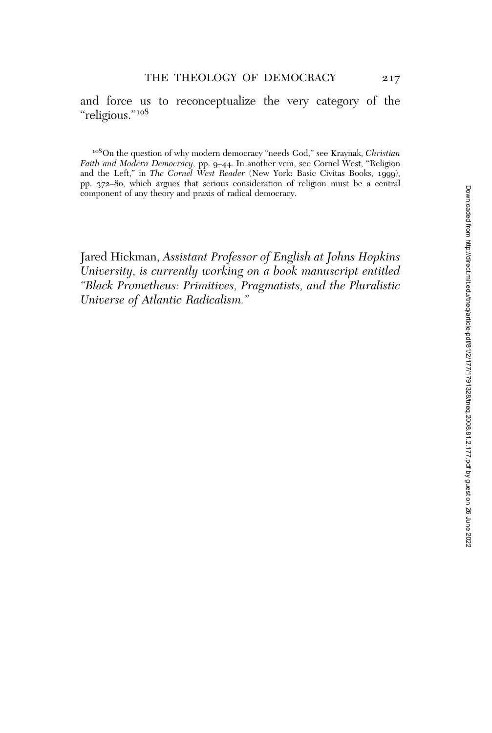and force us to reconceptualize the very category of the "religious."[108]

[108] On the question of why modern democracy "needs God," see Kraynak, *Christian Faith and Modern Democracy*, pp. 9–44. In another vein, see Cornel West, "Religion and the Left," in *The Cornel West Reader* (New York: Basic Civitas Books, 1999), pp. 372–80, which argues that serious consideration of religion must be a central component of any theory and praxis of radical democracy.

Jared Hickman, *Assistant Professor of English at Johns Hopkins University, is currently working on a book manuscript entitled "Black Prometheus: Primitives, Pragmatists, and the Pluralistic Universe of Atlantic Radicalism."*